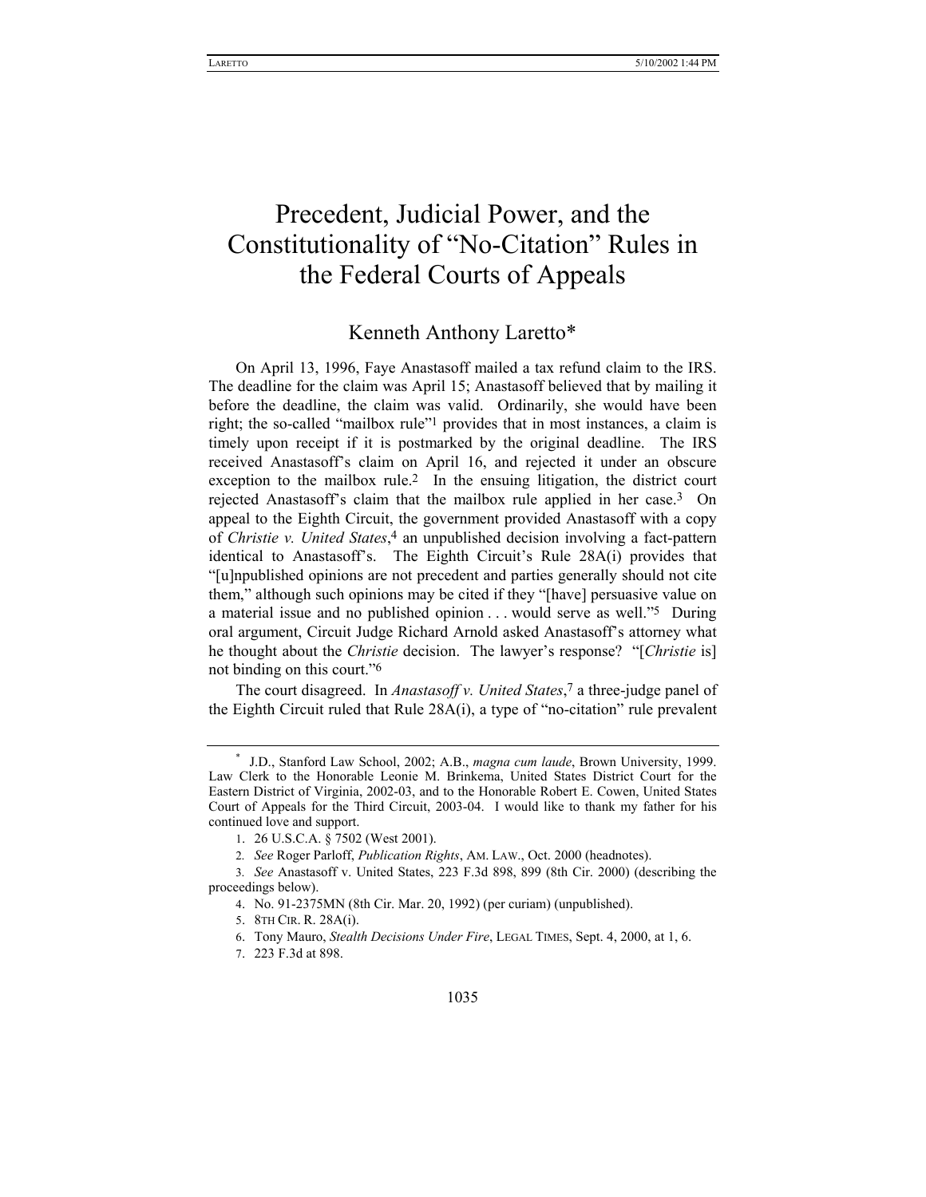# Precedent, Judicial Power, and the Constitutionality of "No-Citation" Rules in the Federal Courts of Appeals

## Kenneth Anthony Laretto*

On April 13, 1996, Faye Anastasoff mailed a tax refund claim to the IRS. The deadline for the claim was April 15; Anastasoff believed that by mailing it before the deadline, the claim was valid. Ordinarily, she would have been right; the so-called "mailbox rule"[1] provides that in most instances, a claim is timely upon receipt if it is postmarked by the original deadline. The IRS received Anastasoff's claim on April 16, and rejected it under an obscure exception to the mailbox rule.[2] In the ensuing litigation, the district court rejected Anastasoff's claim that the mailbox rule applied in her case.[3] On appeal to the Eighth Circuit, the government provided Anastasoff with a copy of *Christie v. United States*,[4] an unpublished decision involving a fact-pattern identical to Anastasoff's. The Eighth Circuit's Rule 28A(i) provides that "[u]npublished opinions are not precedent and parties generally should not cite them," although such opinions may be cited if they "[have] persuasive value on a material issue and no published opinion . . . would serve as well."[5] During oral argument, Circuit Judge Richard Arnold asked Anastasoff's attorney what he thought about the *Christie* decision. The lawyer's response? "[*Christie* is] not binding on this court."[6]

The court disagreed. In *Anastasoff v. United States*,[7] a three-judge panel of the Eighth Circuit ruled that Rule 28A(i), a type of "no-citation" rule prevalent

---

\* J.D., Stanford Law School, 2002; A.B., *magna cum laude*, Brown University, 1999. Law Clerk to the Honorable Leonie M. Brinkema, United States District Court for the Eastern District of Virginia, 2002-03, and to the Honorable Robert E. Cowen, United States Court of Appeals for the Third Circuit, 2003-04. I would like to thank my father for his continued love and support.

1. 26 U.S.C.A. § 7502 (West 2001).

2. *See* Roger Parloff, *Publication Rights*, AM. LAW., Oct. 2000 (headnotes).

3. *See* Anastasoff v. United States, 223 F.3d 898, 899 (8th Cir. 2000) (describing the proceedings below).

4. No. 91-2375MN (8th Cir. Mar. 20, 1992) (per curiam) (unpublished).

5. 8TH CIR. R. 28A(i).

6. Tony Mauro, *Stealth Decisions Under Fire*, LEGAL TIMES, Sept. 4, 2000, at 1, 6.

7. 223 F.3d at 898.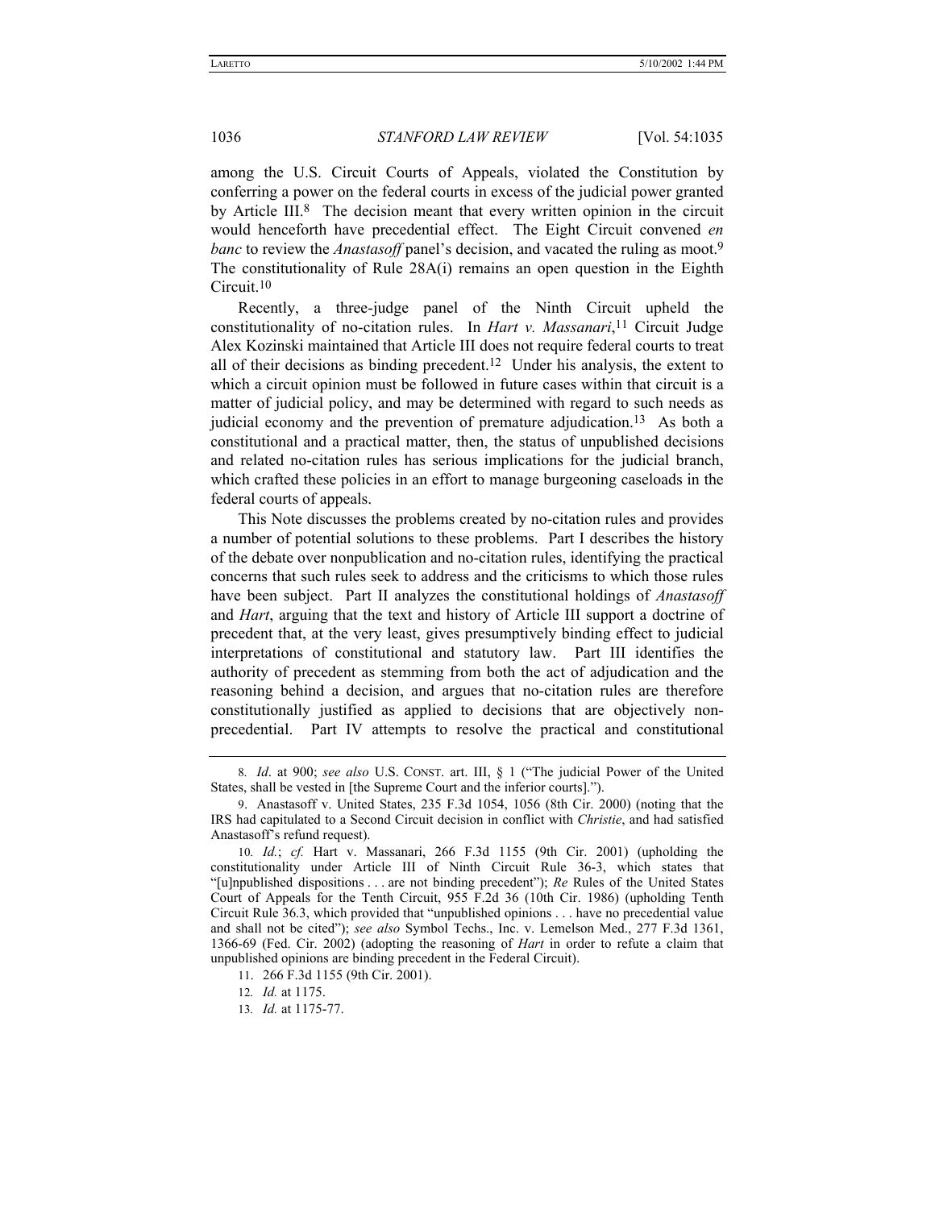among the U.S. Circuit Courts of Appeals, violated the Constitution by conferring a power on the federal courts in excess of the judicial power granted by Article III.[8] The decision meant that every written opinion in the circuit would henceforth have precedential effect. The Eight Circuit convened *en banc* to review the *Anastasoff* panel's decision, and vacated the ruling as moot.[9] The constitutionality of Rule 28A(i) remains an open question in the Eighth Circuit.[10]

Recently, a three-judge panel of the Ninth Circuit upheld the constitutionality of no-citation rules. In *Hart v. Massanari*,[11] Circuit Judge Alex Kozinski maintained that Article III does not require federal courts to treat all of their decisions as binding precedent.[12] Under his analysis, the extent to which a circuit opinion must be followed in future cases within that circuit is a matter of judicial policy, and may be determined with regard to such needs as judicial economy and the prevention of premature adjudication.[13] As both a constitutional and a practical matter, then, the status of unpublished decisions and related no-citation rules has serious implications for the judicial branch, which crafted these policies in an effort to manage burgeoning caseloads in the federal courts of appeals.

This Note discusses the problems created by no-citation rules and provides a number of potential solutions to these problems. Part I describes the history of the debate over nonpublication and no-citation rules, identifying the practical concerns that such rules seek to address and the criticisms to which those rules have been subject. Part II analyzes the constitutional holdings of *Anastasoff* and *Hart*, arguing that the text and history of Article III support a doctrine of precedent that, at the very least, gives presumptively binding effect to judicial interpretations of constitutional and statutory law. Part III identifies the authority of precedent as stemming from both the act of adjudication and the reasoning behind a decision, and argues that no-citation rules are therefore constitutionally justified as applied to decisions that are objectively non-precedential. Part IV attempts to resolve the practical and constitutional

---

8. *Id*. at 900; *see also* U.S. CONST. art. III, § 1 ("The judicial Power of the United States, shall be vested in [the Supreme Court and the inferior courts].").

9. Anastasoff v. United States, 235 F.3d 1054, 1056 (8th Cir. 2000) (noting that the IRS had capitulated to a Second Circuit decision in conflict with *Christie*, and had satisfied Anastasoff's refund request).

10. *Id.*; *cf.* Hart v. Massanari, 266 F.3d 1155 (9th Cir. 2001) (upholding the constitutionality under Article III of Ninth Circuit Rule 36-3, which states that "[u]npublished dispositions . . . are not binding precedent"); *Re* Rules of the United States Court of Appeals for the Tenth Circuit, 955 F.2d 36 (10th Cir. 1986) (upholding Tenth Circuit Rule 36.3, which provided that "unpublished opinions . . . have no precedential value and shall not be cited"); *see also* Symbol Techs., Inc. v. Lemelson Med., 277 F.3d 1361, 1366-69 (Fed. Cir. 2002) (adopting the reasoning of *Hart* in order to refute a claim that unpublished opinions are binding precedent in the Federal Circuit).

11. 266 F.3d 1155 (9th Cir. 2001).

12. *Id.* at 1175.

13. *Id.* at 1175-77.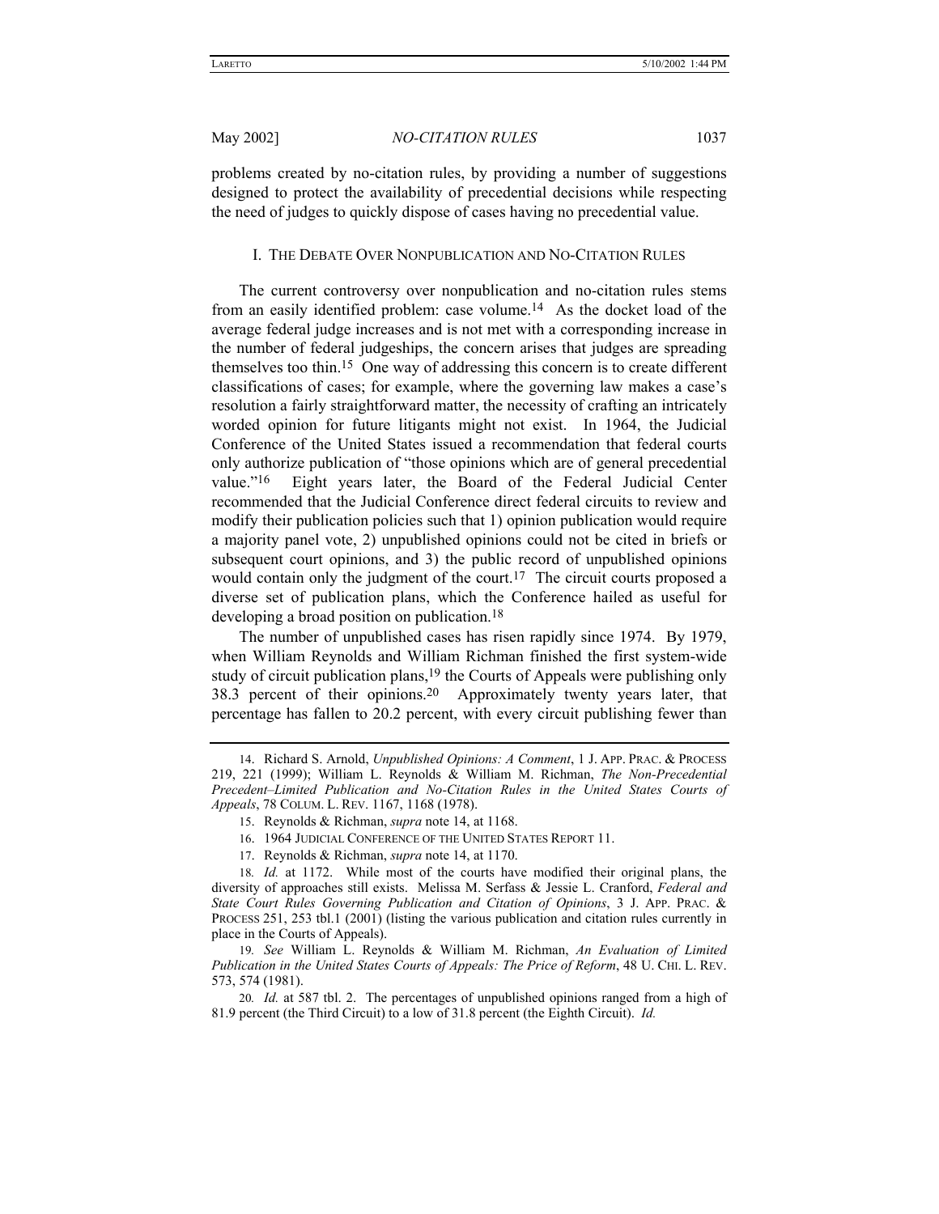problems created by no-citation rules, by providing a number of suggestions designed to protect the availability of precedential decisions while respecting the need of judges to quickly dispose of cases having no precedential value.

## I. The Debate Over Nonpublication and No-Citation Rules

The current controversy over nonpublication and no-citation rules stems from an easily identified problem: case volume.[14] As the docket load of the average federal judge increases and is not met with a corresponding increase in the number of federal judgeships, the concern arises that judges are spreading themselves too thin.[15] One way of addressing this concern is to create different classifications of cases; for example, where the governing law makes a case's resolution a fairly straightforward matter, the necessity of crafting an intricately worded opinion for future litigants might not exist. In 1964, the Judicial Conference of the United States issued a recommendation that federal courts only authorize publication of "those opinions which are of general precedential value."[16] Eight years later, the Board of the Federal Judicial Center recommended that the Judicial Conference direct federal circuits to review and modify their publication policies such that 1) opinion publication would require a majority panel vote, 2) unpublished opinions could not be cited in briefs or subsequent court opinions, and 3) the public record of unpublished opinions would contain only the judgment of the court.[17] The circuit courts proposed a diverse set of publication plans, which the Conference hailed as useful for developing a broad position on publication.[18]

The number of unpublished cases has risen rapidly since 1974. By 1979, when William Reynolds and William Richman finished the first system-wide study of circuit publication plans,[19] the Courts of Appeals were publishing only 38.3 percent of their opinions.[20] Approximately twenty years later, that percentage has fallen to 20.2 percent, with every circuit publishing fewer than

---

14. Richard S. Arnold, *Unpublished Opinions: A Comment*, 1 J. APP. PRAC. & PROCESS 219, 221 (1999); William L. Reynolds & William M. Richman, *The Non-Precedential Precedent–Limited Publication and No-Citation Rules in the United States Courts of Appeals*, 78 COLUM. L. REV. 1167, 1168 (1978).

15. Reynolds & Richman, *supra* note 14, at 1168.

16. 1964 JUDICIAL CONFERENCE OF THE UNITED STATES REPORT 11.

17. Reynolds & Richman, *supra* note 14, at 1170.

18. *Id.* at 1172. While most of the courts have modified their original plans, the diversity of approaches still exists. Melissa M. Serfass & Jessie L. Cranford, *Federal and State Court Rules Governing Publication and Citation of Opinions*, 3 J. APP. PRAC. & PROCESS 251, 253 tbl.1 (2001) (listing the various publication and citation rules currently in place in the Courts of Appeals).

19. *See* William L. Reynolds & William M. Richman, *An Evaluation of Limited Publication in the United States Courts of Appeals: The Price of Reform*, 48 U. CHI. L. REV. 573, 574 (1981).

20. *Id.* at 587 tbl. 2. The percentages of unpublished opinions ranged from a high of 81.9 percent (the Third Circuit) to a low of 31.8 percent (the Eighth Circuit). *Id.*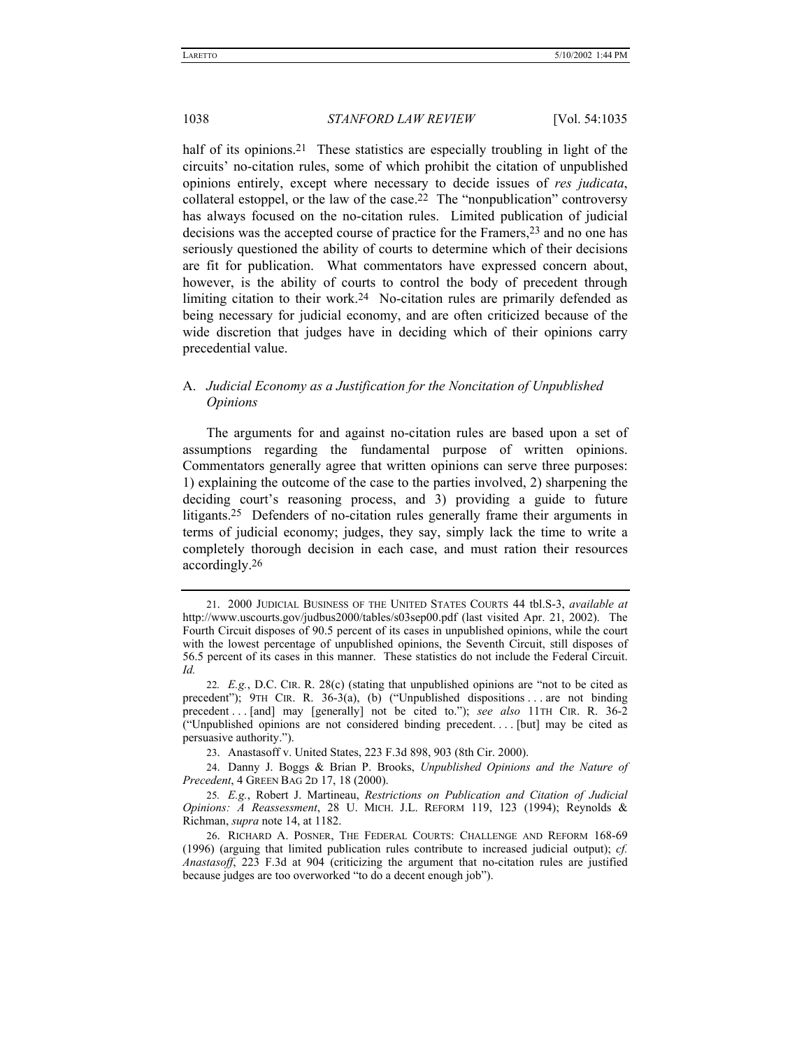half of its opinions.[21] These statistics are especially troubling in light of the circuits' no-citation rules, some of which prohibit the citation of unpublished opinions entirely, except where necessary to decide issues of *res judicata*, collateral estoppel, or the law of the case.[22] The "nonpublication" controversy has always focused on the no-citation rules. Limited publication of judicial decisions was the accepted course of practice for the Framers,[23] and no one has seriously questioned the ability of courts to determine which of their decisions are fit for publication. What commentators have expressed concern about, however, is the ability of courts to control the body of precedent through limiting citation to their work.[24] No-citation rules are primarily defended as being necessary for judicial economy, and are often criticized because of the wide discretion that judges have in deciding which of their opinions carry precedential value.

### A. *Judicial Economy as a Justification for the Noncitation of Unpublished Opinions*

The arguments for and against no-citation rules are based upon a set of assumptions regarding the fundamental purpose of written opinions. Commentators generally agree that written opinions can serve three purposes: 1) explaining the outcome of the case to the parties involved, 2) sharpening the deciding court's reasoning process, and 3) providing a guide to future litigants.[25] Defenders of no-citation rules generally frame their arguments in terms of judicial economy; judges, they say, simply lack the time to write a completely thorough decision in each case, and must ration their resources accordingly.[26]

---

21. 2000 JUDICIAL BUSINESS OF THE UNITED STATES COURTS 44 tbl.S-3, *available at* http://www.uscourts.gov/judbus2000/tables/s03sep00.pdf (last visited Apr. 21, 2002). The Fourth Circuit disposes of 90.5 percent of its cases in unpublished opinions, while the court with the lowest percentage of unpublished opinions, the Seventh Circuit, still disposes of 56.5 percent of its cases in this manner. These statistics do not include the Federal Circuit. *Id.*

22. *E.g.*, D.C. CIR. R. 28(c) (stating that unpublished opinions are "not to be cited as precedent"); 9TH CIR. R. 36-3(a), (b) ("Unpublished dispositions . . . are not binding precedent . . . [and] may [generally] not be cited to."); *see also* 11TH CIR. R. 36-2 ("Unpublished opinions are not considered binding precedent. . . . [but] may be cited as persuasive authority.").

23. Anastasoff v. United States, 223 F.3d 898, 903 (8th Cir. 2000).

24. Danny J. Boggs & Brian P. Brooks, *Unpublished Opinions and the Nature of Precedent*, 4 GREEN BAG 2D 17, 18 (2000).

25. *E.g.*, Robert J. Martineau, *Restrictions on Publication and Citation of Judicial Opinions: A Reassessment*, 28 U. MICH. J.L. REFORM 119, 123 (1994); Reynolds & Richman, *supra* note 14, at 1182.

26. RICHARD A. POSNER, THE FEDERAL COURTS: CHALLENGE AND REFORM 168-69 (1996) (arguing that limited publication rules contribute to increased judicial output); *cf. Anastasoff*, 223 F.3d at 904 (criticizing the argument that no-citation rules are justified because judges are too overworked "to do a decent enough job").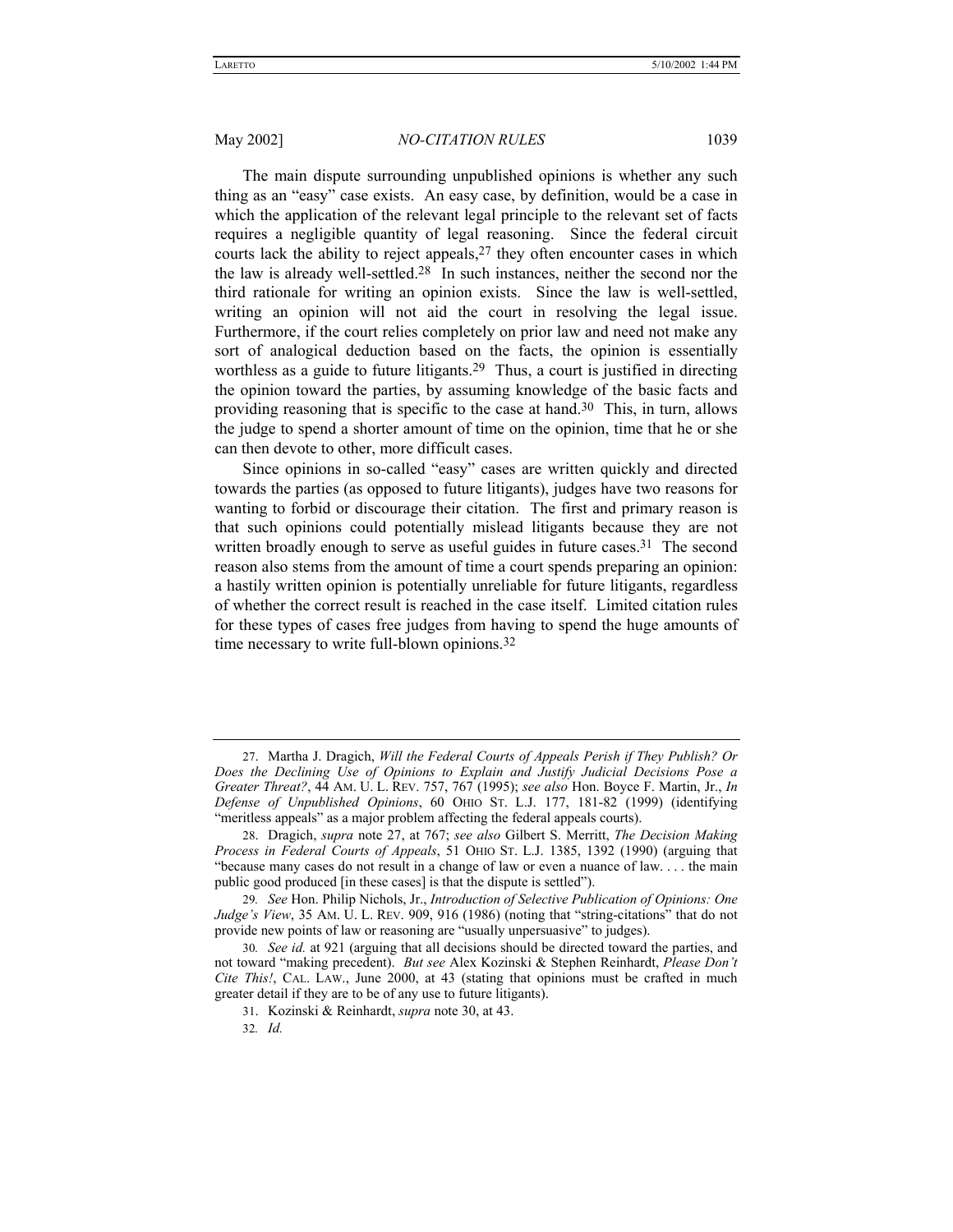The main dispute surrounding unpublished opinions is whether any such thing as an "easy" case exists. An easy case, by definition, would be a case in which the application of the relevant legal principle to the relevant set of facts requires a negligible quantity of legal reasoning. Since the federal circuit courts lack the ability to reject appeals,[27] they often encounter cases in which the law is already well-settled.[28] In such instances, neither the second nor the third rationale for writing an opinion exists. Since the law is well-settled, writing an opinion will not aid the court in resolving the legal issue. Furthermore, if the court relies completely on prior law and need not make any sort of analogical deduction based on the facts, the opinion is essentially worthless as a guide to future litigants.[29] Thus, a court is justified in directing the opinion toward the parties, by assuming knowledge of the basic facts and providing reasoning that is specific to the case at hand.[30] This, in turn, allows the judge to spend a shorter amount of time on the opinion, time that he or she can then devote to other, more difficult cases.

Since opinions in so-called "easy" cases are written quickly and directed towards the parties (as opposed to future litigants), judges have two reasons for wanting to forbid or discourage their citation. The first and primary reason is that such opinions could potentially mislead litigants because they are not written broadly enough to serve as useful guides in future cases.[31] The second reason also stems from the amount of time a court spends preparing an opinion: a hastily written opinion is potentially unreliable for future litigants, regardless of whether the correct result is reached in the case itself. Limited citation rules for these types of cases free judges from having to spend the huge amounts of time necessary to write full-blown opinions.[32]

---

27. Martha J. Dragich, *Will the Federal Courts of Appeals Perish if They Publish? Or Does the Declining Use of Opinions to Explain and Justify Judicial Decisions Pose a Greater Threat?*, 44 AM. U. L. REV. 757, 767 (1995); *see also* Hon. Boyce F. Martin, Jr., *In Defense of Unpublished Opinions*, 60 OHIO ST. L.J. 177, 181-82 (1999) (identifying "meritless appeals" as a major problem affecting the federal appeals courts).

28. Dragich, *supra* note 27, at 767; *see also* Gilbert S. Merritt, *The Decision Making Process in Federal Courts of Appeals*, 51 OHIO ST. L.J. 1385, 1392 (1990) (arguing that "because many cases do not result in a change of law or even a nuance of law. . . . the main public good produced [in these cases] is that the dispute is settled").

29. *See* Hon. Philip Nichols, Jr., *Introduction of Selective Publication of Opinions: One Judge's View*, 35 AM. U. L. REV. 909, 916 (1986) (noting that "string-citations" that do not provide new points of law or reasoning are "usually unpersuasive" to judges).

30. *See id.* at 921 (arguing that all decisions should be directed toward the parties, and not toward "making precedent). *But see* Alex Kozinski & Stephen Reinhardt, *Please Don't Cite This!*, CAL. LAW., June 2000, at 43 (stating that opinions must be crafted in much greater detail if they are to be of any use to future litigants).

31. Kozinski & Reinhardt, *supra* note 30, at 43.

32. *Id.*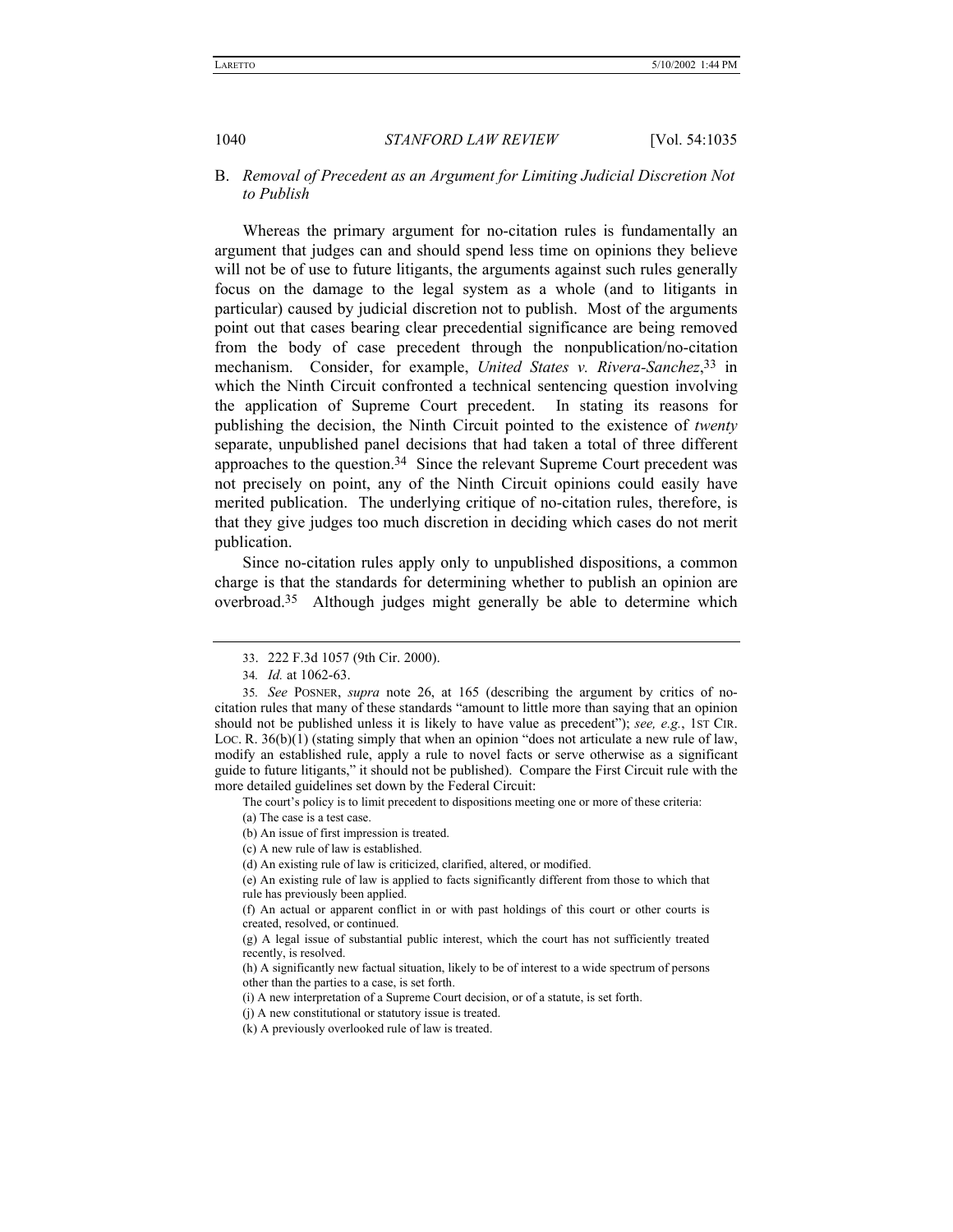## B. *Removal of Precedent as an Argument for Limiting Judicial Discretion Not to Publish*

Whereas the primary argument for no-citation rules is fundamentally an argument that judges can and should spend less time on opinions they believe will not be of use to future litigants, the arguments against such rules generally focus on the damage to the legal system as a whole (and to litigants in particular) caused by judicial discretion not to publish. Most of the arguments point out that cases bearing clear precedential significance are being removed from the body of case precedent through the nonpublication/no-citation mechanism. Consider, for example, *United States v. Rivera-Sanchez*,[33] in which the Ninth Circuit confronted a technical sentencing question involving the application of Supreme Court precedent. In stating its reasons for publishing the decision, the Ninth Circuit pointed to the existence of *twenty* separate, unpublished panel decisions that had taken a total of three different approaches to the question.[34] Since the relevant Supreme Court precedent was not precisely on point, any of the Ninth Circuit opinions could easily have merited publication. The underlying critique of no-citation rules, therefore, is that they give judges too much discretion in deciding which cases do not merit publication.

Since no-citation rules apply only to unpublished dispositions, a common charge is that the standards for determining whether to publish an opinion are overbroad.[35] Although judges might generally be able to determine which

---

33. 222 F.3d 1057 (9th Cir. 2000).

34. *Id.* at 1062-63.

35. *See* POSNER, *supra* note 26, at 165 (describing the argument by critics of no-citation rules that many of these standards "amount to little more than saying that an opinion should not be published unless it is likely to have value as precedent"); *see, e.g.*, 1ST CIR. LOC. R. 36(b)(1) (stating simply that when an opinion "does not articulate a new rule of law, modify an established rule, apply a rule to novel facts or serve otherwise as a significant guide to future litigants," it should not be published). Compare the First Circuit rule with the more detailed guidelines set down by the Federal Circuit:

> The court's policy is to limit precedent to dispositions meeting one or more of these criteria:
>
> (a) The case is a test case.
>
> (b) An issue of first impression is treated.
>
> (c) A new rule of law is established.
>
> (d) An existing rule of law is criticized, clarified, altered, or modified.
>
> (e) An existing rule of law is applied to facts significantly different from those to which that rule has previously been applied.
>
> (f) An actual or apparent conflict in or with past holdings of this court or other courts is created, resolved, or continued.
>
> (g) A legal issue of substantial public interest, which the court has not sufficiently treated recently, is resolved.
>
> (h) A significantly new factual situation, likely to be of interest to a wide spectrum of persons other than the parties to a case, is set forth.
>
> (i) A new interpretation of a Supreme Court decision, or of a statute, is set forth.
>
> (j) A new constitutional or statutory issue is treated.
>
> (k) A previously overlooked rule of law is treated.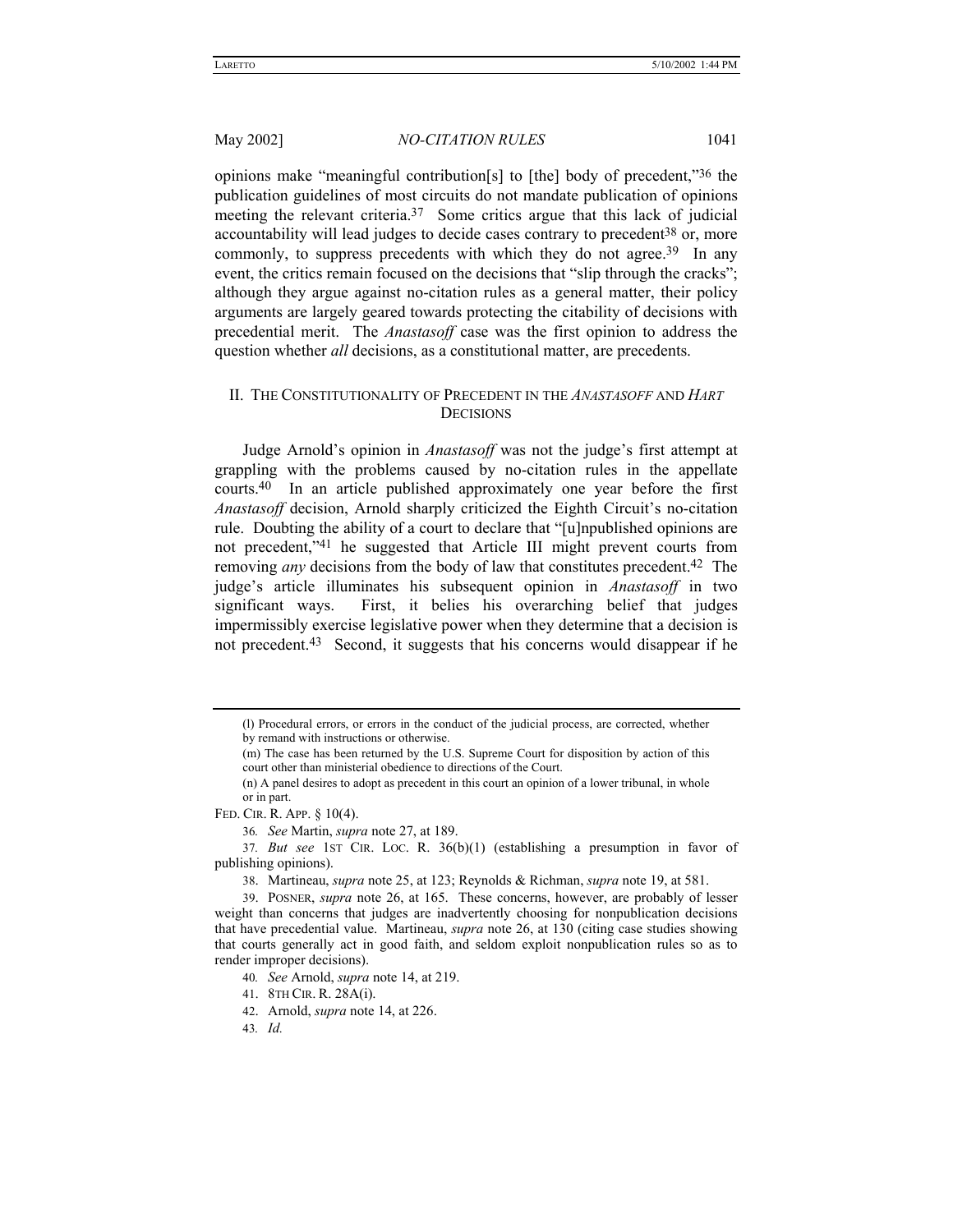opinions make "meaningful contribution[s] to [the] body of precedent,"[36] the publication guidelines of most circuits do not mandate publication of opinions meeting the relevant criteria.[37] Some critics argue that this lack of judicial accountability will lead judges to decide cases contrary to precedent[38] or, more commonly, to suppress precedents with which they do not agree.[39] In any event, the critics remain focused on the decisions that "slip through the cracks"; although they argue against no-citation rules as a general matter, their policy arguments are largely geared towards protecting the citability of decisions with precedential merit. The *Anastasoff* case was the first opinion to address the question whether *all* decisions, as a constitutional matter, are precedents.

## II. THE CONSTITUTIONALITY OF PRECEDENT IN THE *ANASTASOFF* AND *HART* DECISIONS

Judge Arnold's opinion in *Anastasoff* was not the judge's first attempt at grappling with the problems caused by no-citation rules in the appellate courts.[40] In an article published approximately one year before the first *Anastasoff* decision, Arnold sharply criticized the Eighth Circuit's no-citation rule. Doubting the ability of a court to declare that "[u]npublished opinions are not precedent,"[41] he suggested that Article III might prevent courts from removing *any* decisions from the body of law that constitutes precedent.[42] The judge's article illuminates his subsequent opinion in *Anastasoff* in two significant ways. First, it belies his overarching belief that judges impermissibly exercise legislative power when they determine that a decision is not precedent.[43] Second, it suggests that his concerns would disappear if he

---

(l) Procedural errors, or errors in the conduct of the judicial process, are corrected, whether by remand with instructions or otherwise.

(m) The case has been returned by the U.S. Supreme Court for disposition by action of this court other than ministerial obedience to directions of the Court.

(n) A panel desires to adopt as precedent in this court an opinion of a lower tribunal, in whole or in part.

FED. CIR. R. APP. § 10(4).

36. *See* Martin, *supra* note 27, at 189.

37. *But see* 1ST CIR. LOC. R. 36(b)(1) (establishing a presumption in favor of publishing opinions).

38. Martineau, *supra* note 25, at 123; Reynolds & Richman, *supra* note 19, at 581.

39. POSNER, *supra* note 26, at 165. These concerns, however, are probably of lesser weight than concerns that judges are inadvertently choosing for nonpublication decisions that have precedential value. Martineau, *supra* note 26, at 130 (citing case studies showing that courts generally act in good faith, and seldom exploit nonpublication rules so as to render improper decisions).

40. *See* Arnold, *supra* note 14, at 219.

41. 8TH CIR. R. 28A(i).

42. Arnold, *supra* note 14, at 226.

43. *Id.*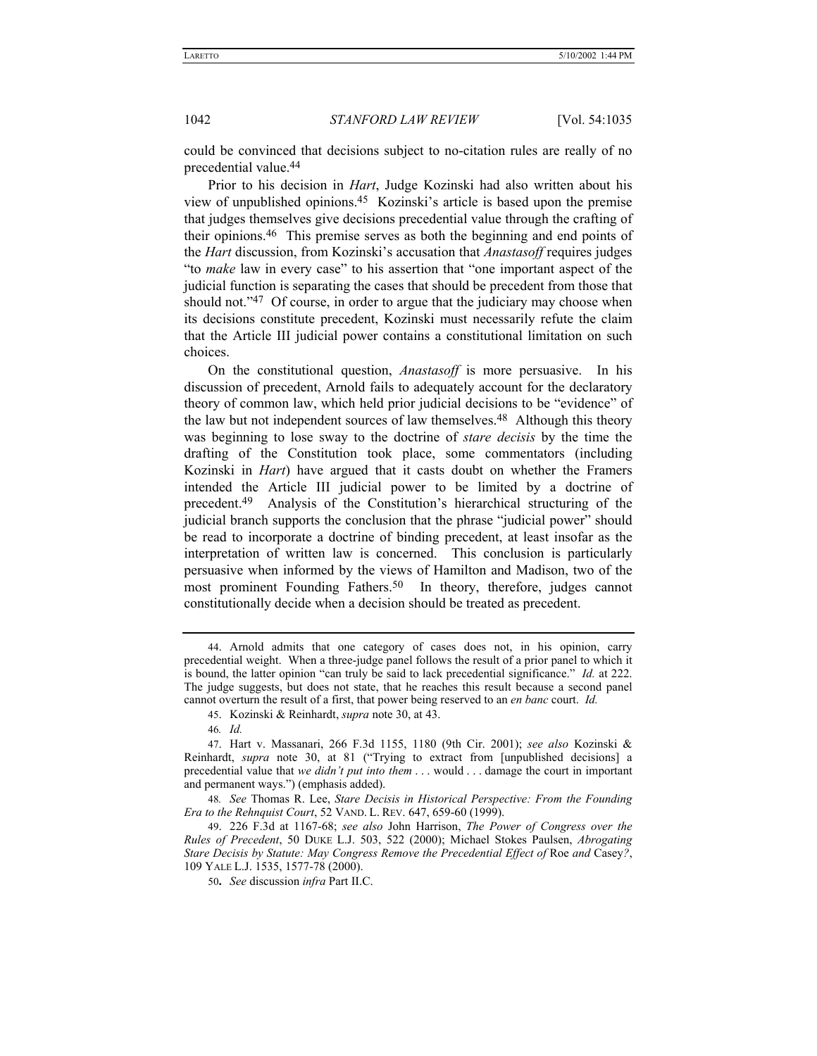could be convinced that decisions subject to no-citation rules are really of no precedential value.[44]

Prior to his decision in *Hart*, Judge Kozinski had also written about his view of unpublished opinions.[45] Kozinski's article is based upon the premise that judges themselves give decisions precedential value through the crafting of their opinions.[46] This premise serves as both the beginning and end points of the *Hart* discussion, from Kozinski's accusation that *Anastasoff* requires judges "to *make* law in every case" to his assertion that "one important aspect of the judicial function is separating the cases that should be precedent from those that should not."[47] Of course, in order to argue that the judiciary may choose when its decisions constitute precedent, Kozinski must necessarily refute the claim that the Article III judicial power contains a constitutional limitation on such choices.

On the constitutional question, *Anastasoff* is more persuasive. In his discussion of precedent, Arnold fails to adequately account for the declaratory theory of common law, which held prior judicial decisions to be "evidence" of the law but not independent sources of law themselves.[48] Although this theory was beginning to lose sway to the doctrine of *stare decisis* by the time the drafting of the Constitution took place, some commentators (including Kozinski in *Hart*) have argued that it casts doubt on whether the Framers intended the Article III judicial power to be limited by a doctrine of precedent.[49] Analysis of the Constitution's hierarchical structuring of the judicial branch supports the conclusion that the phrase "judicial power" should be read to incorporate a doctrine of binding precedent, at least insofar as the interpretation of written law is concerned. This conclusion is particularly persuasive when informed by the views of Hamilton and Madison, two of the most prominent Founding Fathers.[50] In theory, therefore, judges cannot constitutionally decide when a decision should be treated as precedent.

---

44. Arnold admits that one category of cases does not, in his opinion, carry precedential weight. When a three-judge panel follows the result of a prior panel to which it is bound, the latter opinion "can truly be said to lack precedential significance." *Id.* at 222. The judge suggests, but does not state, that he reaches this result because a second panel cannot overturn the result of a first, that power being reserved to an *en banc* court. *Id.*

45. Kozinski & Reinhardt, *supra* note 30, at 43.

46. *Id.*

47. Hart v. Massanari, 266 F.3d 1155, 1180 (9th Cir. 2001); *see also* Kozinski & Reinhardt, *supra* note 30, at 81 ("Trying to extract from [unpublished decisions] a precedential value that *we didn't put into them* . . . would . . . damage the court in important and permanent ways.") (emphasis added).

48. *See* Thomas R. Lee, *Stare Decisis in Historical Perspective: From the Founding Era to the Rehnquist Court*, 52 VAND. L. REV. 647, 659-60 (1999).

49. 226 F.3d at 1167-68; *see also* John Harrison, *The Power of Congress over the Rules of Precedent*, 50 DUKE L.J. 503, 522 (2000); Michael Stokes Paulsen, *Abrogating Stare Decisis by Statute: May Congress Remove the Precedential Effect of* Roe *and* Casey*?*, 109 YALE L.J. 1535, 1577-78 (2000).

50. *See* discussion *infra* Part II.C.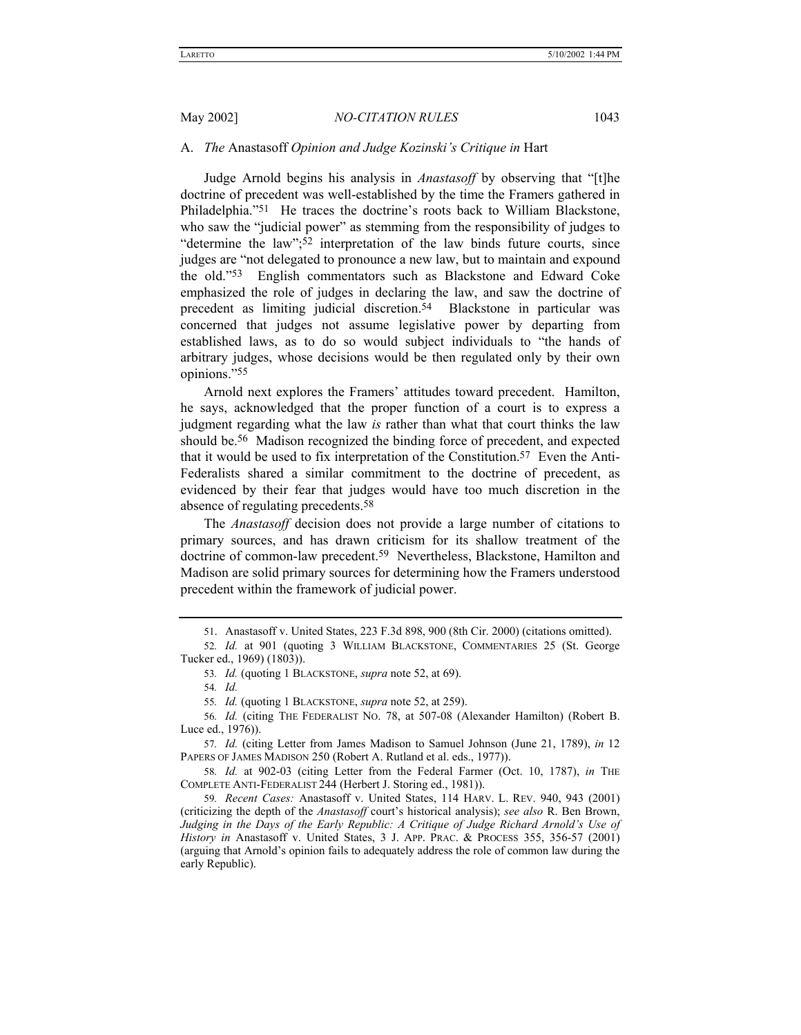### A. *The* Anastasoff *Opinion and Judge Kozinski's Critique in* Hart

Judge Arnold begins his analysis in *Anastasoff* by observing that "[t]he doctrine of precedent was well-established by the time the Framers gathered in Philadelphia."[51] He traces the doctrine's roots back to William Blackstone, who saw the "judicial power" as stemming from the responsibility of judges to "determine the law";[52] interpretation of the law binds future courts, since judges are "not delegated to pronounce a new law, but to maintain and expound the old."[53] English commentators such as Blackstone and Edward Coke emphasized the role of judges in declaring the law, and saw the doctrine of precedent as limiting judicial discretion.[54] Blackstone in particular was concerned that judges not assume legislative power by departing from established laws, as to do so would subject individuals to "the hands of arbitrary judges, whose decisions would be then regulated only by their own opinions."[55]

Arnold next explores the Framers' attitudes toward precedent. Hamilton, he says, acknowledged that the proper function of a court is to express a judgment regarding what the law *is* rather than what that court thinks the law should be.[56] Madison recognized the binding force of precedent, and expected that it would be used to fix interpretation of the Constitution.[57] Even the Anti-Federalists shared a similar commitment to the doctrine of precedent, as evidenced by their fear that judges would have too much discretion in the absence of regulating precedents.[58]

The *Anastasoff* decision does not provide a large number of citations to primary sources, and has drawn criticism for its shallow treatment of the doctrine of common-law precedent.[59] Nevertheless, Blackstone, Hamilton and Madison are solid primary sources for determining how the Framers understood precedent within the framework of judicial power.

---

51. Anastasoff v. United States, 223 F.3d 898, 900 (8th Cir. 2000) (citations omitted).

52. *Id.* at 901 (quoting 3 WILLIAM BLACKSTONE, COMMENTARIES 25 (St. George Tucker ed., 1969) (1803)).

53. *Id.* (quoting 1 BLACKSTONE, *supra* note 52, at 69).

54. *Id.*

55. *Id.* (quoting 1 BLACKSTONE, *supra* note 52, at 259).

56. *Id.* (citing THE FEDERALIST NO. 78, at 507-08 (Alexander Hamilton) (Robert B. Luce ed., 1976)).

57. *Id.* (citing Letter from James Madison to Samuel Johnson (June 21, 1789), *in* 12 PAPERS OF JAMES MADISON 250 (Robert A. Rutland et al. eds., 1977)).

58. *Id.* at 902-03 (citing Letter from the Federal Farmer (Oct. 10, 1787), *in* THE COMPLETE ANTI-FEDERALIST 244 (Herbert J. Storing ed., 1981)).

59. *Recent Cases:* Anastasoff v. United States, 114 HARV. L. REV. 940, 943 (2001) (criticizing the depth of the *Anastasoff* court's historical analysis); *see also* R. Ben Brown, *Judging in the Days of the Early Republic: A Critique of Judge Richard Arnold's Use of History in* Anastasoff v. United States, 3 J. APP. PRAC. & PROCESS 355, 356-57 (2001) (arguing that Arnold's opinion fails to adequately address the role of common law during the early Republic).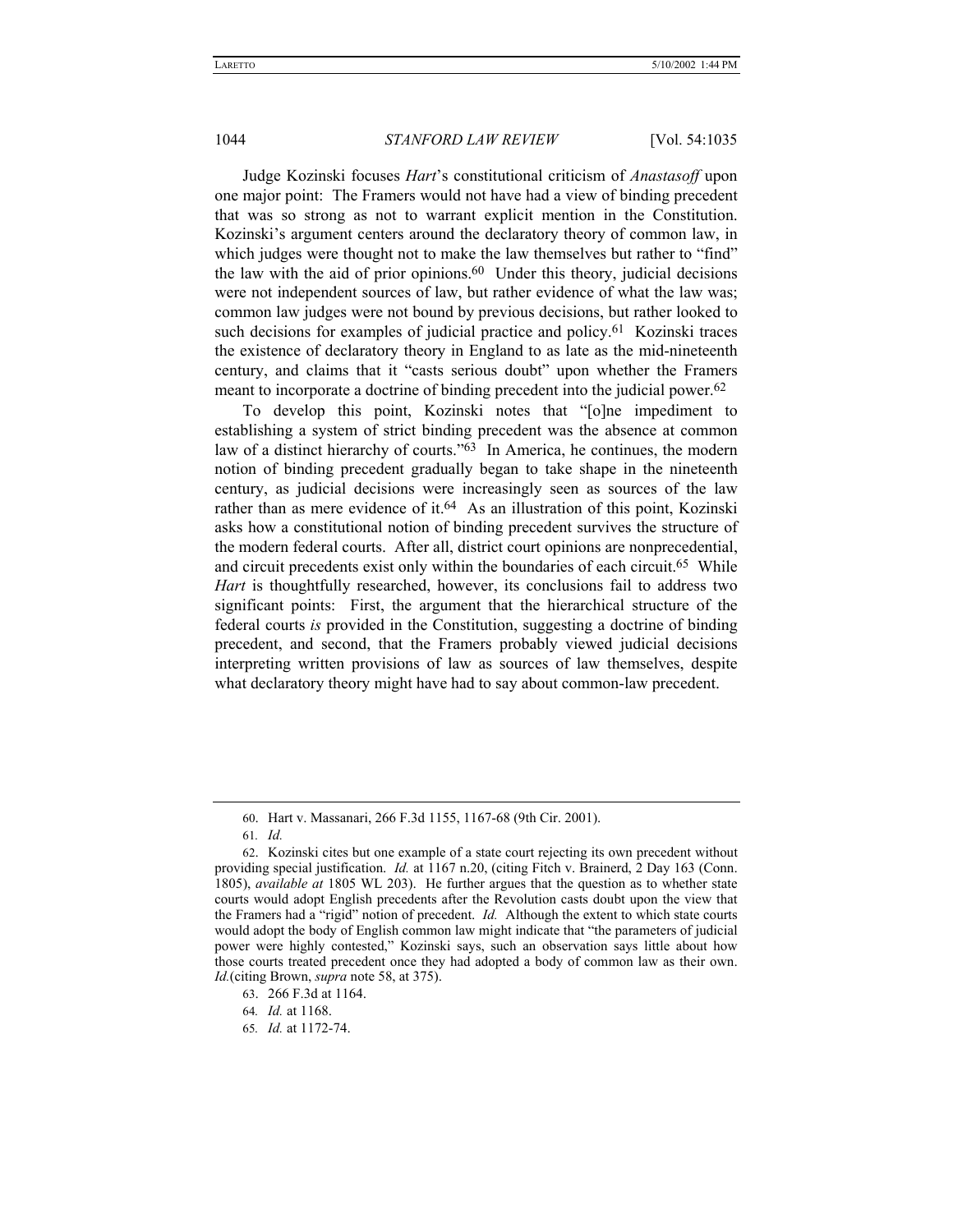Judge Kozinski focuses *Hart*'s constitutional criticism of *Anastasoff* upon one major point: The Framers would not have had a view of binding precedent that was so strong as not to warrant explicit mention in the Constitution. Kozinski's argument centers around the declaratory theory of common law, in which judges were thought not to make the law themselves but rather to "find" the law with the aid of prior opinions.[60] Under this theory, judicial decisions were not independent sources of law, but rather evidence of what the law was; common law judges were not bound by previous decisions, but rather looked to such decisions for examples of judicial practice and policy.[61] Kozinski traces the existence of declaratory theory in England to as late as the mid-nineteenth century, and claims that it "casts serious doubt" upon whether the Framers meant to incorporate a doctrine of binding precedent into the judicial power.[62]

To develop this point, Kozinski notes that "[o]ne impediment to establishing a system of strict binding precedent was the absence at common law of a distinct hierarchy of courts."[63] In America, he continues, the modern notion of binding precedent gradually began to take shape in the nineteenth century, as judicial decisions were increasingly seen as sources of the law rather than as mere evidence of it.[64] As an illustration of this point, Kozinski asks how a constitutional notion of binding precedent survives the structure of the modern federal courts. After all, district court opinions are nonprecedential, and circuit precedents exist only within the boundaries of each circuit.[65] While *Hart* is thoughtfully researched, however, its conclusions fail to address two significant points: First, the argument that the hierarchical structure of the federal courts *is* provided in the Constitution, suggesting a doctrine of binding precedent, and second, that the Framers probably viewed judicial decisions interpreting written provisions of law as sources of law themselves, despite what declaratory theory might have had to say about common-law precedent.

---

60. Hart v. Massanari, 266 F.3d 1155, 1167-68 (9th Cir. 2001).

61. *Id.*

62. Kozinski cites but one example of a state court rejecting its own precedent without providing special justification. *Id.* at 1167 n.20, (citing Fitch v. Brainerd, 2 Day 163 (Conn. 1805), *available at* 1805 WL 203). He further argues that the question as to whether state courts would adopt English precedents after the Revolution casts doubt upon the view that the Framers had a "rigid" notion of precedent. *Id.* Although the extent to which state courts would adopt the body of English common law might indicate that "the parameters of judicial power were highly contested," Kozinski says, such an observation says little about how those courts treated precedent once they had adopted a body of common law as their own. *Id.*(citing Brown, *supra* note 58, at 375).

63. 266 F.3d at 1164.

64. *Id.* at 1168.

65. *Id.* at 1172-74.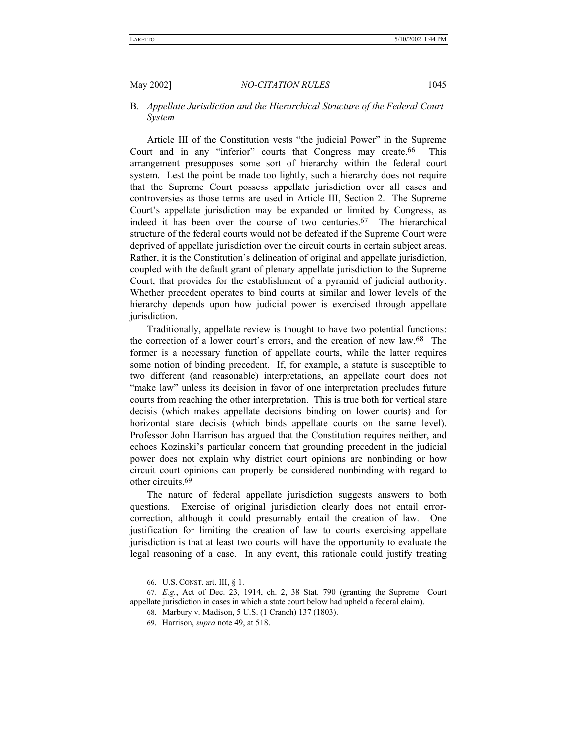### B. *Appellate Jurisdiction and the Hierarchical Structure of the Federal Court System*

Article III of the Constitution vests "the judicial Power" in the Supreme Court and in any "inferior" courts that Congress may create.[66] This arrangement presupposes some sort of hierarchy within the federal court system. Lest the point be made too lightly, such a hierarchy does not require that the Supreme Court possess appellate jurisdiction over all cases and controversies as those terms are used in Article III, Section 2. The Supreme Court's appellate jurisdiction may be expanded or limited by Congress, as indeed it has been over the course of two centuries.[67] The hierarchical structure of the federal courts would not be defeated if the Supreme Court were deprived of appellate jurisdiction over the circuit courts in certain subject areas. Rather, it is the Constitution's delineation of original and appellate jurisdiction, coupled with the default grant of plenary appellate jurisdiction to the Supreme Court, that provides for the establishment of a pyramid of judicial authority. Whether precedent operates to bind courts at similar and lower levels of the hierarchy depends upon how judicial power is exercised through appellate jurisdiction.

Traditionally, appellate review is thought to have two potential functions: the correction of a lower court's errors, and the creation of new law.[68] The former is a necessary function of appellate courts, while the latter requires some notion of binding precedent. If, for example, a statute is susceptible to two different (and reasonable) interpretations, an appellate court does not "make law" unless its decision in favor of one interpretation precludes future courts from reaching the other interpretation. This is true both for vertical stare decisis (which makes appellate decisions binding on lower courts) and for horizontal stare decisis (which binds appellate courts on the same level). Professor John Harrison has argued that the Constitution requires neither, and echoes Kozinski's particular concern that grounding precedent in the judicial power does not explain why district court opinions are nonbinding or how circuit court opinions can properly be considered nonbinding with regard to other circuits.[69]

The nature of federal appellate jurisdiction suggests answers to both questions. Exercise of original jurisdiction clearly does not entail error-correction, although it could presumably entail the creation of law. One justification for limiting the creation of law to courts exercising appellate jurisdiction is that at least two courts will have the opportunity to evaluate the legal reasoning of a case. In any event, this rationale could justify treating

---

66. U.S. CONST. art. III, § 1.

67. *E.g.*, Act of Dec. 23, 1914, ch. 2, 38 Stat. 790 (granting the Supreme Court appellate jurisdiction in cases in which a state court below had upheld a federal claim).

68. Marbury v. Madison, 5 U.S. (1 Cranch) 137 (1803).

69. Harrison, *supra* note 49, at 518.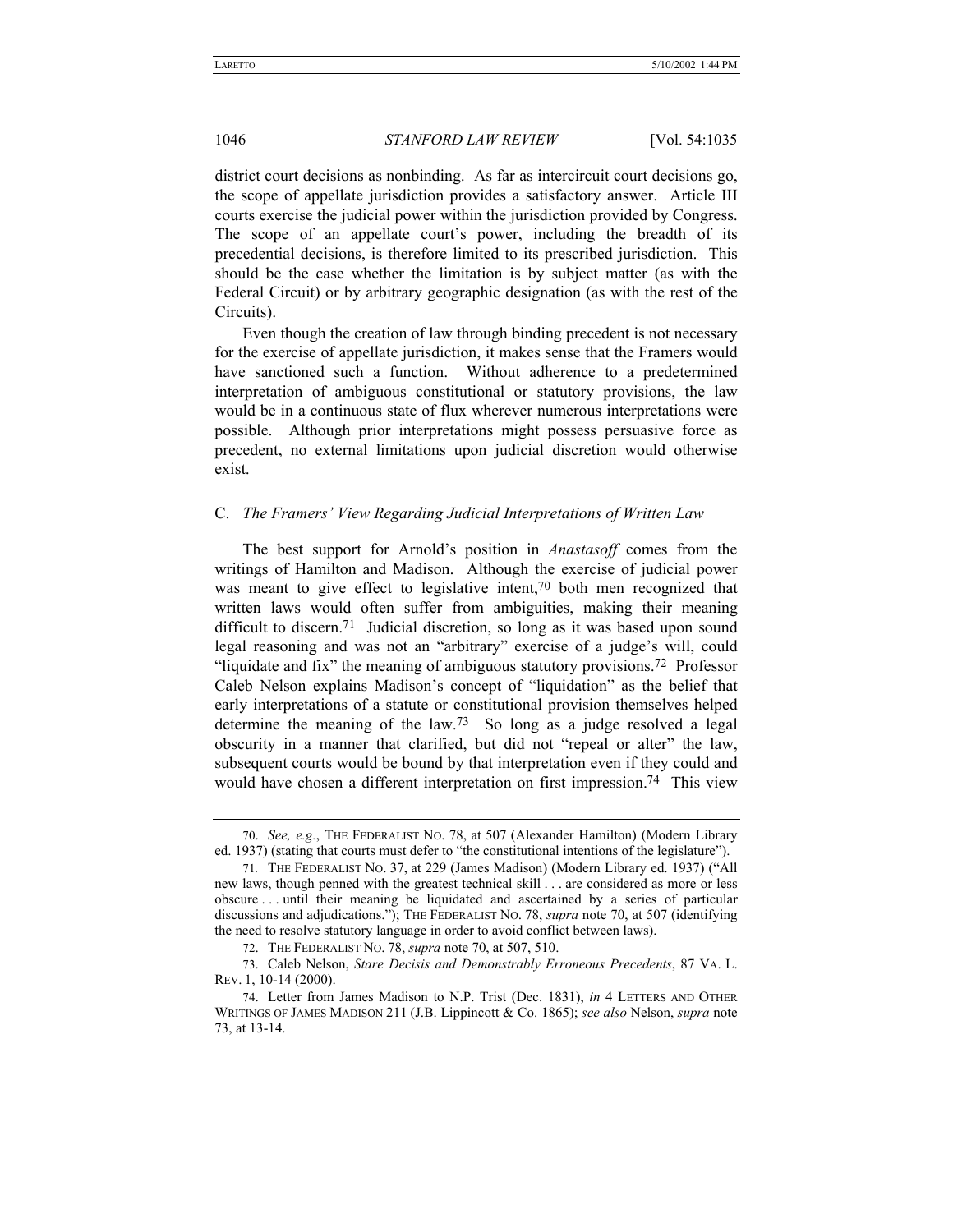district court decisions as nonbinding. As far as intercircuit court decisions go, the scope of appellate jurisdiction provides a satisfactory answer. Article III courts exercise the judicial power within the jurisdiction provided by Congress. The scope of an appellate court's power, including the breadth of its precedential decisions, is therefore limited to its prescribed jurisdiction. This should be the case whether the limitation is by subject matter (as with the Federal Circuit) or by arbitrary geographic designation (as with the rest of the Circuits).

Even though the creation of law through binding precedent is not necessary for the exercise of appellate jurisdiction, it makes sense that the Framers would have sanctioned such a function. Without adherence to a predetermined interpretation of ambiguous constitutional or statutory provisions, the law would be in a continuous state of flux wherever numerous interpretations were possible. Although prior interpretations might possess persuasive force as precedent, no external limitations upon judicial discretion would otherwise exist.

### C. *The Framers' View Regarding Judicial Interpretations of Written Law*

The best support for Arnold's position in *Anastasoff* comes from the writings of Hamilton and Madison. Although the exercise of judicial power was meant to give effect to legislative intent,[70] both men recognized that written laws would often suffer from ambiguities, making their meaning difficult to discern.[71] Judicial discretion, so long as it was based upon sound legal reasoning and was not an "arbitrary" exercise of a judge's will, could "liquidate and fix" the meaning of ambiguous statutory provisions.[72] Professor Caleb Nelson explains Madison's concept of "liquidation" as the belief that early interpretations of a statute or constitutional provision themselves helped determine the meaning of the law.[73] So long as a judge resolved a legal obscurity in a manner that clarified, but did not "repeal or alter" the law, subsequent courts would be bound by that interpretation even if they could and would have chosen a different interpretation on first impression.[74] This view

---

70. *See, e.g.*, THE FEDERALIST NO. 78, at 507 (Alexander Hamilton) (Modern Library ed. 1937) (stating that courts must defer to "the constitutional intentions of the legislature").

71. THE FEDERALIST NO. 37, at 229 (James Madison) (Modern Library ed. 1937) ("All new laws, though penned with the greatest technical skill . . . are considered as more or less obscure . . . until their meaning be liquidated and ascertained by a series of particular discussions and adjudications."); THE FEDERALIST NO. 78, *supra* note 70, at 507 (identifying the need to resolve statutory language in order to avoid conflict between laws).

72. THE FEDERALIST NO. 78, *supra* note 70, at 507, 510.

73. Caleb Nelson, *Stare Decisis and Demonstrably Erroneous Precedents*, 87 VA. L. REV. 1, 10-14 (2000).

74. Letter from James Madison to N.P. Trist (Dec. 1831), *in* 4 LETTERS AND OTHER WRITINGS OF JAMES MADISON 211 (J.B. Lippincott & Co. 1865); *see also* Nelson, *supra* note 73, at 13-14.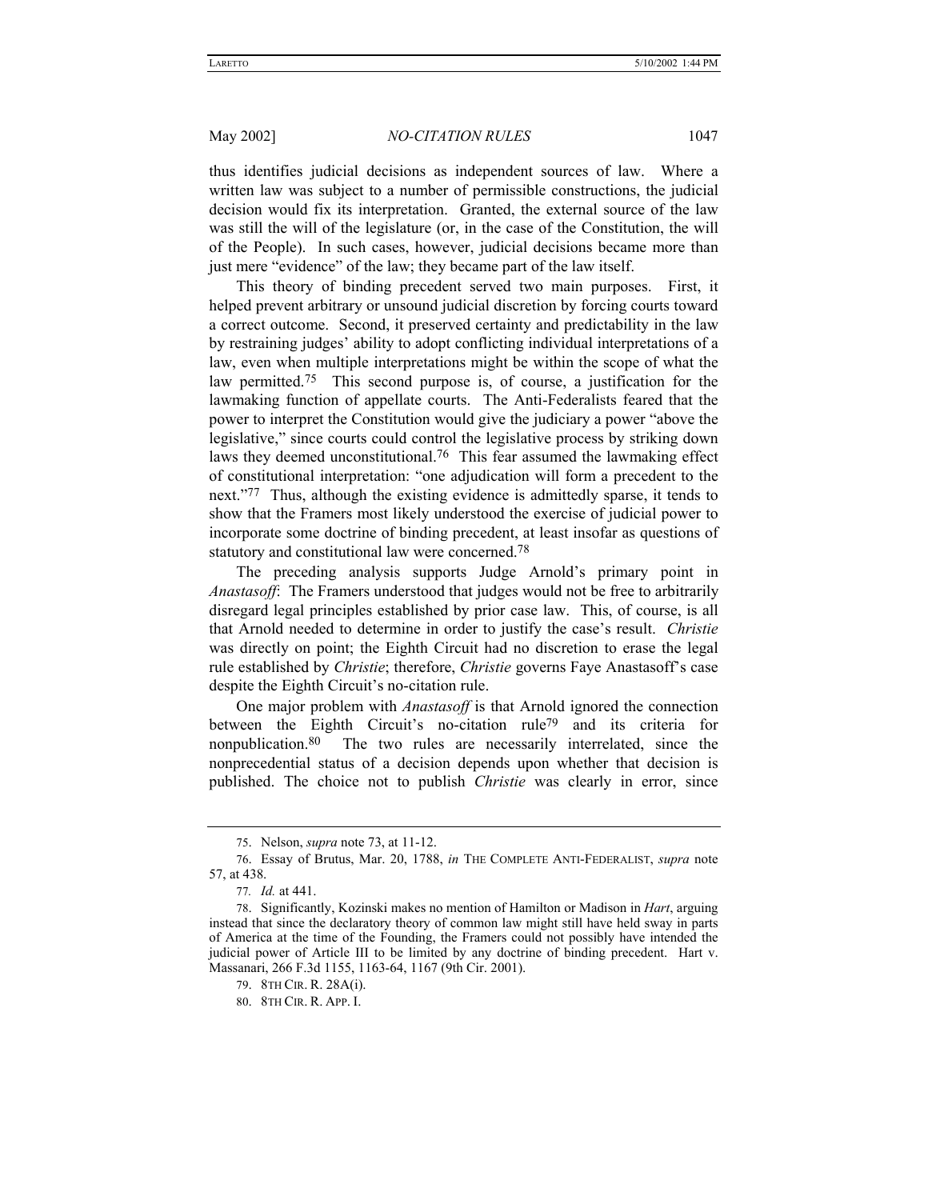thus identifies judicial decisions as independent sources of law. Where a written law was subject to a number of permissible constructions, the judicial decision would fix its interpretation. Granted, the external source of the law was still the will of the legislature (or, in the case of the Constitution, the will of the People). In such cases, however, judicial decisions became more than just mere "evidence" of the law; they became part of the law itself.

This theory of binding precedent served two main purposes. First, it helped prevent arbitrary or unsound judicial discretion by forcing courts toward a correct outcome. Second, it preserved certainty and predictability in the law by restraining judges' ability to adopt conflicting individual interpretations of a law, even when multiple interpretations might be within the scope of what the law permitted.[75] This second purpose is, of course, a justification for the lawmaking function of appellate courts. The Anti-Federalists feared that the power to interpret the Constitution would give the judiciary a power "above the legislative," since courts could control the legislative process by striking down laws they deemed unconstitutional.[76] This fear assumed the lawmaking effect of constitutional interpretation: "one adjudication will form a precedent to the next."[77] Thus, although the existing evidence is admittedly sparse, it tends to show that the Framers most likely understood the exercise of judicial power to incorporate some doctrine of binding precedent, at least insofar as questions of statutory and constitutional law were concerned.[78]

The preceding analysis supports Judge Arnold's primary point in *Anastasoff*: The Framers understood that judges would not be free to arbitrarily disregard legal principles established by prior case law. This, of course, is all that Arnold needed to determine in order to justify the case's result. *Christie* was directly on point; the Eighth Circuit had no discretion to erase the legal rule established by *Christie*; therefore, *Christie* governs Faye Anastasoff's case despite the Eighth Circuit's no-citation rule.

One major problem with *Anastasoff* is that Arnold ignored the connection between the Eighth Circuit's no-citation rule[79] and its criteria for nonpublication.[80] The two rules are necessarily interrelated, since the nonprecedential status of a decision depends upon whether that decision is published. The choice not to publish *Christie* was clearly in error, since

---

75. Nelson, *supra* note 73, at 11-12.

76. Essay of Brutus, Mar. 20, 1788, *in* THE COMPLETE ANTI-FEDERALIST, *supra* note 57, at 438.

77. *Id.* at 441.

78. Significantly, Kozinski makes no mention of Hamilton or Madison in *Hart*, arguing instead that since the declaratory theory of common law might still have held sway in parts of America at the time of the Founding, the Framers could not possibly have intended the judicial power of Article III to be limited by any doctrine of binding precedent. Hart v. Massanari, 266 F.3d 1155, 1163-64, 1167 (9th Cir. 2001).

79. 8TH CIR. R. 28A(i).

80. 8TH CIR. R. APP. I.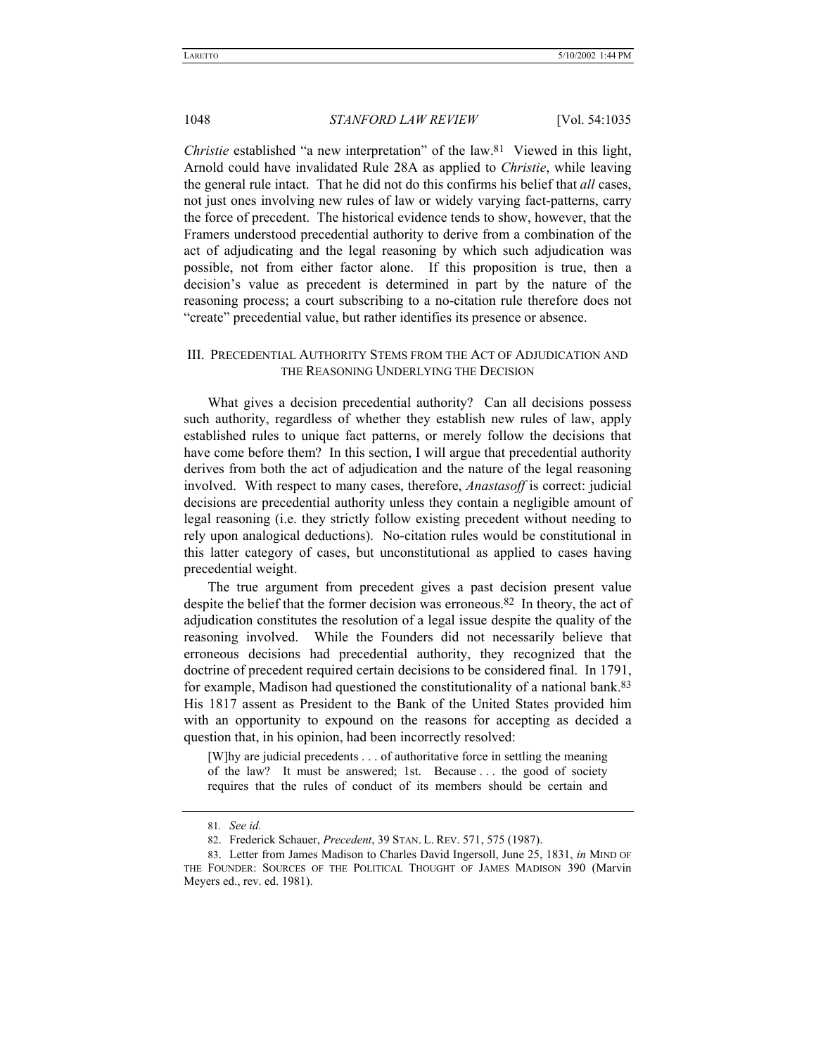*Christie* established "a new interpretation" of the law.[81] Viewed in this light, Arnold could have invalidated Rule 28A as applied to *Christie*, while leaving the general rule intact. That he did not do this confirms his belief that *all* cases, not just ones involving new rules of law or widely varying fact-patterns, carry the force of precedent. The historical evidence tends to show, however, that the Framers understood precedential authority to derive from a combination of the act of adjudicating and the legal reasoning by which such adjudication was possible, not from either factor alone. If this proposition is true, then a decision's value as precedent is determined in part by the nature of the reasoning process; a court subscribing to a no-citation rule therefore does not "create" precedential value, but rather identifies its presence or absence.

## III. Precedential Authority Stems from the Act of Adjudication and the Reasoning Underlying the Decision

What gives a decision precedential authority? Can all decisions possess such authority, regardless of whether they establish new rules of law, apply established rules to unique fact patterns, or merely follow the decisions that have come before them? In this section, I will argue that precedential authority derives from both the act of adjudication and the nature of the legal reasoning involved. With respect to many cases, therefore, *Anastasoff* is correct: judicial decisions are precedential authority unless they contain a negligible amount of legal reasoning (i.e. they strictly follow existing precedent without needing to rely upon analogical deductions). No-citation rules would be constitutional in this latter category of cases, but unconstitutional as applied to cases having precedential weight.

The true argument from precedent gives a past decision present value despite the belief that the former decision was erroneous.[82] In theory, the act of adjudication constitutes the resolution of a legal issue despite the quality of the reasoning involved. While the Founders did not necessarily believe that erroneous decisions had precedential authority, they recognized that the doctrine of precedent required certain decisions to be considered final. In 1791, for example, Madison had questioned the constitutionality of a national bank.[83] His 1817 assent as President to the Bank of the United States provided him with an opportunity to expound on the reasons for accepting as decided a question that, in his opinion, had been incorrectly resolved:

> [W]hy are judicial precedents . . . of authoritative force in settling the meaning of the law? It must be answered; 1st. Because . . . the good of society requires that the rules of conduct of its members should be certain and

---

81. *See id.*

82. Frederick Schauer, *Precedent*, 39 STAN. L. REV. 571, 575 (1987).

83. Letter from James Madison to Charles David Ingersoll, June 25, 1831, *in* MIND OF THE FOUNDER: SOURCES OF THE POLITICAL THOUGHT OF JAMES MADISON 390 (Marvin Meyers ed., rev. ed. 1981).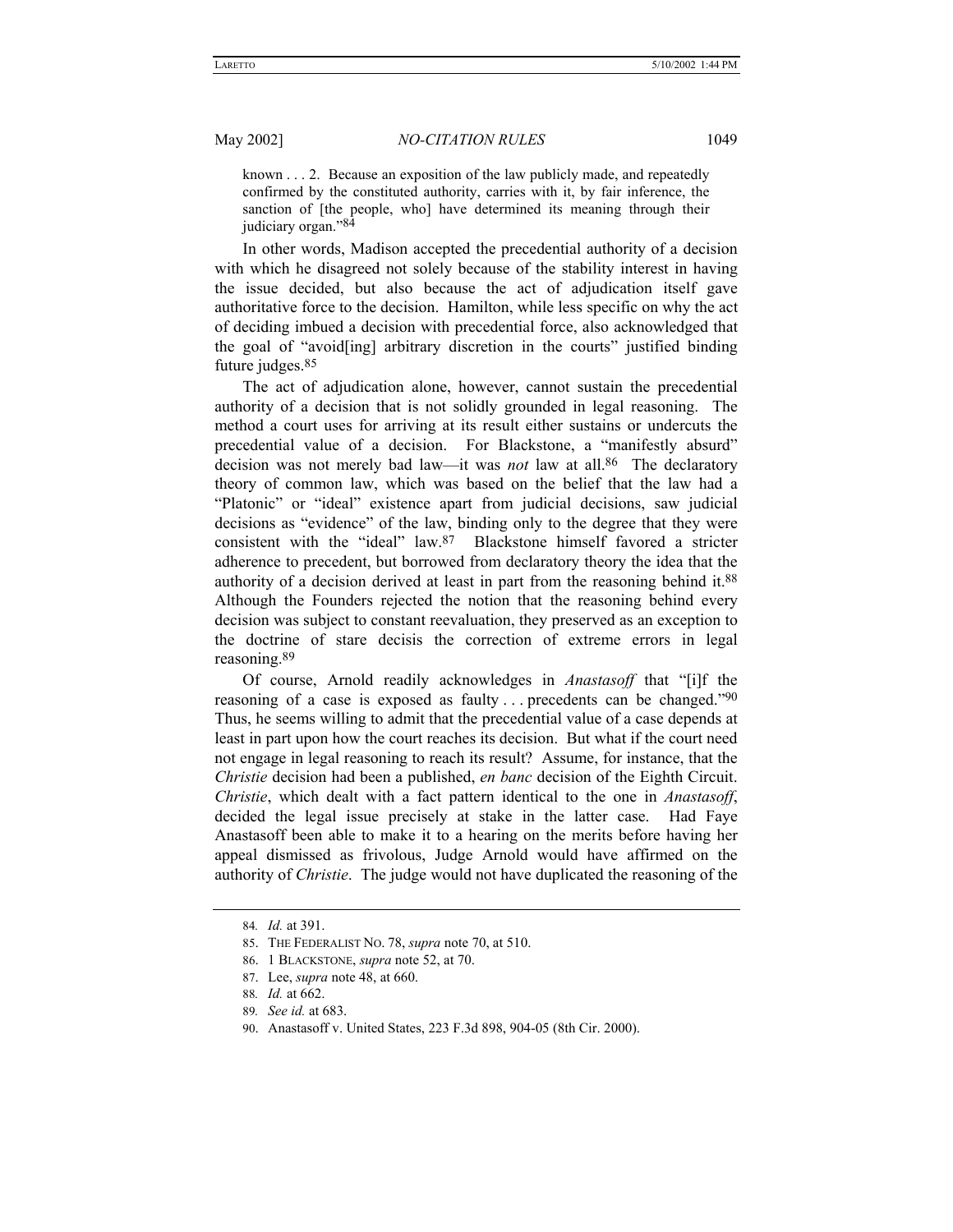known . . . 2. Because an exposition of the law publicly made, and repeatedly confirmed by the constituted authority, carries with it, by fair inference, the sanction of [the people, who] have determined its meaning through their judiciary organ."[84]

In other words, Madison accepted the precedential authority of a decision with which he disagreed not solely because of the stability interest in having the issue decided, but also because the act of adjudication itself gave authoritative force to the decision. Hamilton, while less specific on why the act of deciding imbued a decision with precedential force, also acknowledged that the goal of "avoid[ing] arbitrary discretion in the courts" justified binding future judges.[85]

The act of adjudication alone, however, cannot sustain the precedential authority of a decision that is not solidly grounded in legal reasoning. The method a court uses for arriving at its result either sustains or undercuts the precedential value of a decision. For Blackstone, a "manifestly absurd" decision was not merely bad law—it was *not* law at all.[86] The declaratory theory of common law, which was based on the belief that the law had a "Platonic" or "ideal" existence apart from judicial decisions, saw judicial decisions as "evidence" of the law, binding only to the degree that they were consistent with the "ideal" law.[87] Blackstone himself favored a stricter adherence to precedent, but borrowed from declaratory theory the idea that the authority of a decision derived at least in part from the reasoning behind it.[88] Although the Founders rejected the notion that the reasoning behind every decision was subject to constant reevaluation, they preserved as an exception to the doctrine of stare decisis the correction of extreme errors in legal reasoning.[89]

Of course, Arnold readily acknowledges in *Anastasoff* that "[i]f the reasoning of a case is exposed as faulty . . . precedents can be changed."[90] Thus, he seems willing to admit that the precedential value of a case depends at least in part upon how the court reaches its decision. But what if the court need not engage in legal reasoning to reach its result? Assume, for instance, that the *Christie* decision had been a published, *en banc* decision of the Eighth Circuit. *Christie*, which dealt with a fact pattern identical to the one in *Anastasoff*, decided the legal issue precisely at stake in the latter case. Had Faye Anastasoff been able to make it to a hearing on the merits before having her appeal dismissed as frivolous, Judge Arnold would have affirmed on the authority of *Christie*. The judge would not have duplicated the reasoning of the

---

84. *Id.* at 391.

85. THE FEDERALIST NO. 78, *supra* note 70, at 510.

86. 1 BLACKSTONE, *supra* note 52, at 70.

87. Lee, *supra* note 48, at 660.

88. *Id.* at 662.

89. *See id.* at 683.

90. Anastasoff v. United States, 223 F.3d 898, 904-05 (8th Cir. 2000).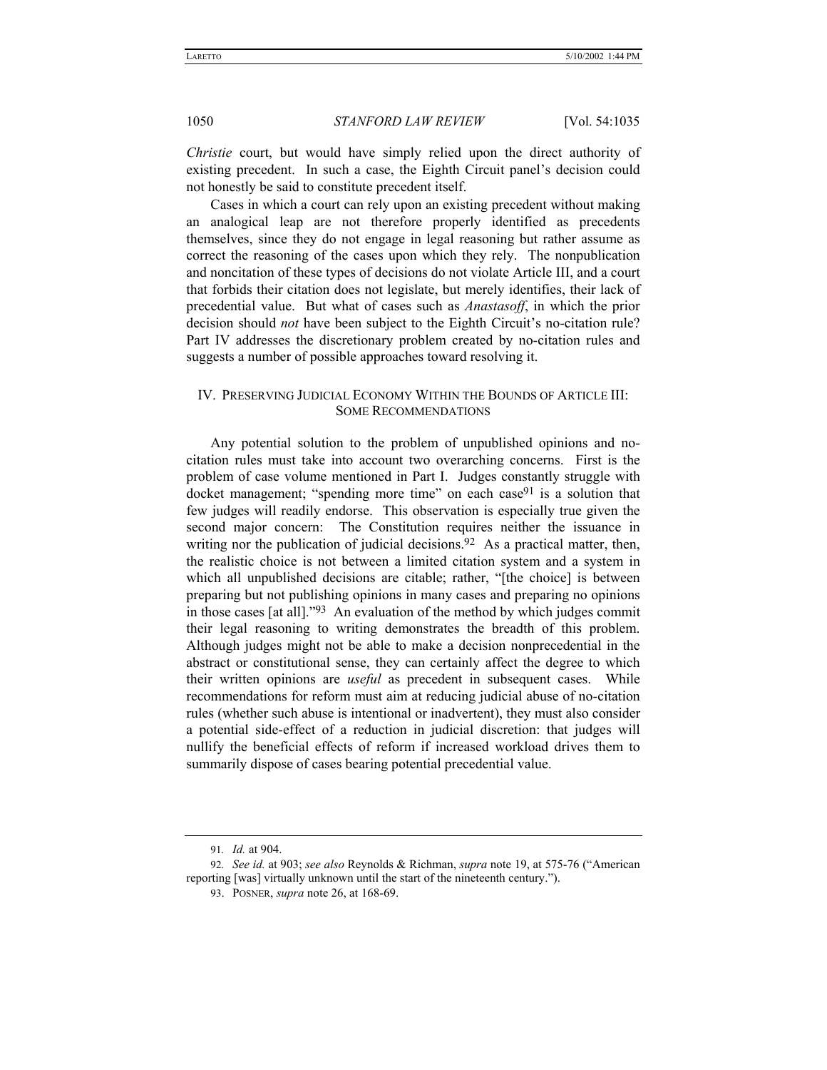*Christie* court, but would have simply relied upon the direct authority of existing precedent. In such a case, the Eighth Circuit panel's decision could not honestly be said to constitute precedent itself.

Cases in which a court can rely upon an existing precedent without making an analogical leap are not therefore properly identified as precedents themselves, since they do not engage in legal reasoning but rather assume as correct the reasoning of the cases upon which they rely. The nonpublication and noncitation of these types of decisions do not violate Article III, and a court that forbids their citation does not legislate, but merely identifies, their lack of precedential value. But what of cases such as *Anastasoff*, in which the prior decision should *not* have been subject to the Eighth Circuit's no-citation rule? Part IV addresses the discretionary problem created by no-citation rules and suggests a number of possible approaches toward resolving it.

## IV. PRESERVING JUDICIAL ECONOMY WITHIN THE BOUNDS OF ARTICLE III: SOME RECOMMENDATIONS

Any potential solution to the problem of unpublished opinions and no-citation rules must take into account two overarching concerns. First is the problem of case volume mentioned in Part I. Judges constantly struggle with docket management; "spending more time" on each case[91] is a solution that few judges will readily endorse. This observation is especially true given the second major concern: The Constitution requires neither the issuance in writing nor the publication of judicial decisions.[92] As a practical matter, then, the realistic choice is not between a limited citation system and a system in which all unpublished decisions are citable; rather, "[the choice] is between preparing but not publishing opinions in many cases and preparing no opinions in those cases [at all]."[93] An evaluation of the method by which judges commit their legal reasoning to writing demonstrates the breadth of this problem. Although judges might not be able to make a decision nonprecedential in the abstract or constitutional sense, they can certainly affect the degree to which their written opinions are *useful* as precedent in subsequent cases. While recommendations for reform must aim at reducing judicial abuse of no-citation rules (whether such abuse is intentional or inadvertent), they must also consider a potential side-effect of a reduction in judicial discretion: that judges will nullify the beneficial effects of reform if increased workload drives them to summarily dispose of cases bearing potential precedential value.

---

91. *Id.* at 904.

92. *See id.* at 903; *see also* Reynolds & Richman, *supra* note 19, at 575-76 ("American reporting [was] virtually unknown until the start of the nineteenth century.").

93. POSNER, *supra* note 26, at 168-69.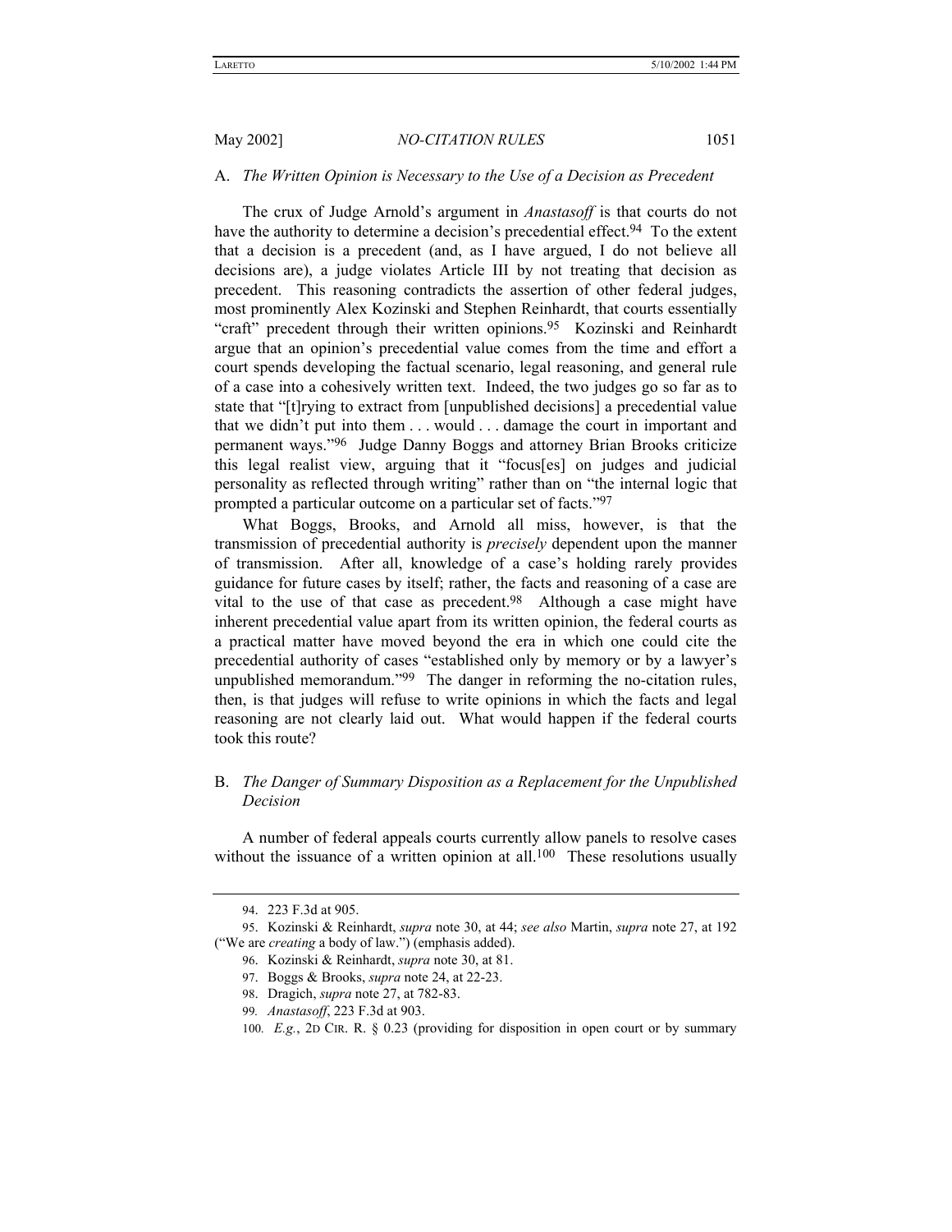### A. *The Written Opinion is Necessary to the Use of a Decision as Precedent*

The crux of Judge Arnold's argument in *Anastasoff* is that courts do not have the authority to determine a decision's precedential effect.[94] To the extent that a decision is a precedent (and, as I have argued, I do not believe all decisions are), a judge violates Article III by not treating that decision as precedent. This reasoning contradicts the assertion of other federal judges, most prominently Alex Kozinski and Stephen Reinhardt, that courts essentially "craft" precedent through their written opinions.[95] Kozinski and Reinhardt argue that an opinion's precedential value comes from the time and effort a court spends developing the factual scenario, legal reasoning, and general rule of a case into a cohesively written text. Indeed, the two judges go so far as to state that "[t]rying to extract from [unpublished decisions] a precedential value that we didn't put into them . . . would . . . damage the court in important and permanent ways."[96] Judge Danny Boggs and attorney Brian Brooks criticize this legal realist view, arguing that it "focus[es] on judges and judicial personality as reflected through writing" rather than on "the internal logic that prompted a particular outcome on a particular set of facts."[97]

What Boggs, Brooks, and Arnold all miss, however, is that the transmission of precedential authority is *precisely* dependent upon the manner of transmission. After all, knowledge of a case's holding rarely provides guidance for future cases by itself; rather, the facts and reasoning of a case are vital to the use of that case as precedent.[98] Although a case might have inherent precedential value apart from its written opinion, the federal courts as a practical matter have moved beyond the era in which one could cite the precedential authority of cases "established only by memory or by a lawyer's unpublished memorandum."[99] The danger in reforming the no-citation rules, then, is that judges will refuse to write opinions in which the facts and legal reasoning are not clearly laid out. What would happen if the federal courts took this route?

### B. *The Danger of Summary Disposition as a Replacement for the Unpublished Decision*

A number of federal appeals courts currently allow panels to resolve cases without the issuance of a written opinion at all.[100] These resolutions usually

---

94. 223 F.3d at 905.

95. Kozinski & Reinhardt, *supra* note 30, at 44; *see also* Martin, *supra* note 27, at 192 ("We are *creating* a body of law.") (emphasis added).

96. Kozinski & Reinhardt, *supra* note 30, at 81.

97. Boggs & Brooks, *supra* note 24, at 22-23.

98. Dragich, *supra* note 27, at 782-83.

99. *Anastasoff*, 223 F.3d at 903.

100. *E.g.*, 2D CIR. R. § 0.23 (providing for disposition in open court or by summary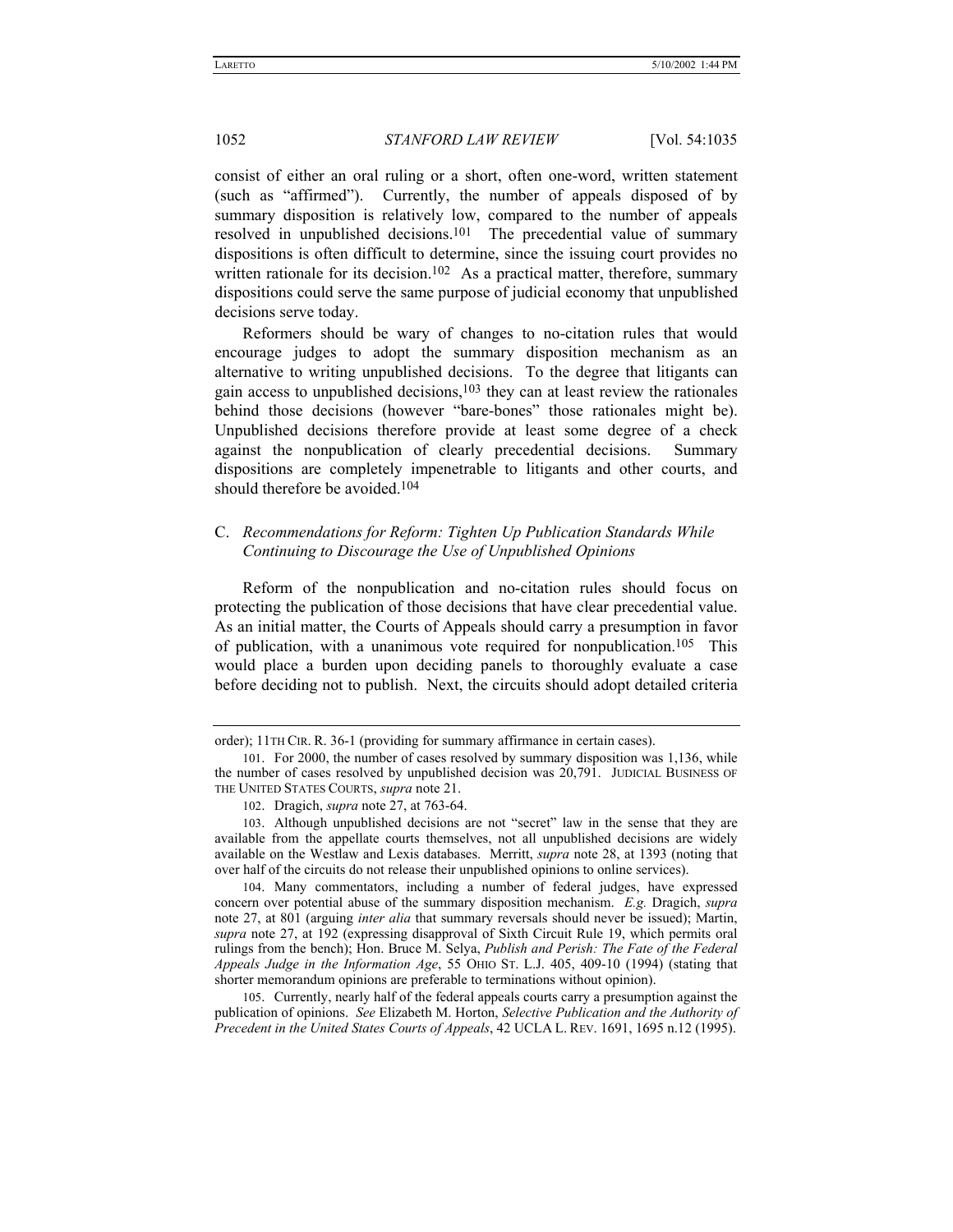consist of either an oral ruling or a short, often one-word, written statement (such as "affirmed"). Currently, the number of appeals disposed of by summary disposition is relatively low, compared to the number of appeals resolved in unpublished decisions.[101] The precedential value of summary dispositions is often difficult to determine, since the issuing court provides no written rationale for its decision.[102] As a practical matter, therefore, summary dispositions could serve the same purpose of judicial economy that unpublished decisions serve today.

Reformers should be wary of changes to no-citation rules that would encourage judges to adopt the summary disposition mechanism as an alternative to writing unpublished decisions. To the degree that litigants can gain access to unpublished decisions,[103] they can at least review the rationales behind those decisions (however "bare-bones" those rationales might be). Unpublished decisions therefore provide at least some degree of a check against the nonpublication of clearly precedential decisions. Summary dispositions are completely impenetrable to litigants and other courts, and should therefore be avoided.[104]

### C. *Recommendations for Reform: Tighten Up Publication Standards While Continuing to Discourage the Use of Unpublished Opinions*

Reform of the nonpublication and no-citation rules should focus on protecting the publication of those decisions that have clear precedential value. As an initial matter, the Courts of Appeals should carry a presumption in favor of publication, with a unanimous vote required for nonpublication.[105] This would place a burden upon deciding panels to thoroughly evaluate a case before deciding not to publish. Next, the circuits should adopt detailed criteria

---

order); 11TH CIR. R. 36-1 (providing for summary affirmance in certain cases).

101. For 2000, the number of cases resolved by summary disposition was 1,136, while the number of cases resolved by unpublished decision was 20,791. JUDICIAL BUSINESS OF THE UNITED STATES COURTS, *supra* note 21.

102. Dragich, *supra* note 27, at 763-64.

103. Although unpublished decisions are not "secret" law in the sense that they are available from the appellate courts themselves, not all unpublished decisions are widely available on the Westlaw and Lexis databases. Merritt, *supra* note 28, at 1393 (noting that over half of the circuits do not release their unpublished opinions to online services).

104. Many commentators, including a number of federal judges, have expressed concern over potential abuse of the summary disposition mechanism. *E.g.* Dragich, *supra* note 27, at 801 (arguing *inter alia* that summary reversals should never be issued); Martin, *supra* note 27, at 192 (expressing disapproval of Sixth Circuit Rule 19, which permits oral rulings from the bench); Hon. Bruce M. Selya, *Publish and Perish: The Fate of the Federal Appeals Judge in the Information Age*, 55 OHIO ST. L.J. 405, 409-10 (1994) (stating that shorter memorandum opinions are preferable to terminations without opinion).

105. Currently, nearly half of the federal appeals courts carry a presumption against the publication of opinions. *See* Elizabeth M. Horton, *Selective Publication and the Authority of Precedent in the United States Courts of Appeals*, 42 UCLA L. REV. 1691, 1695 n.12 (1995).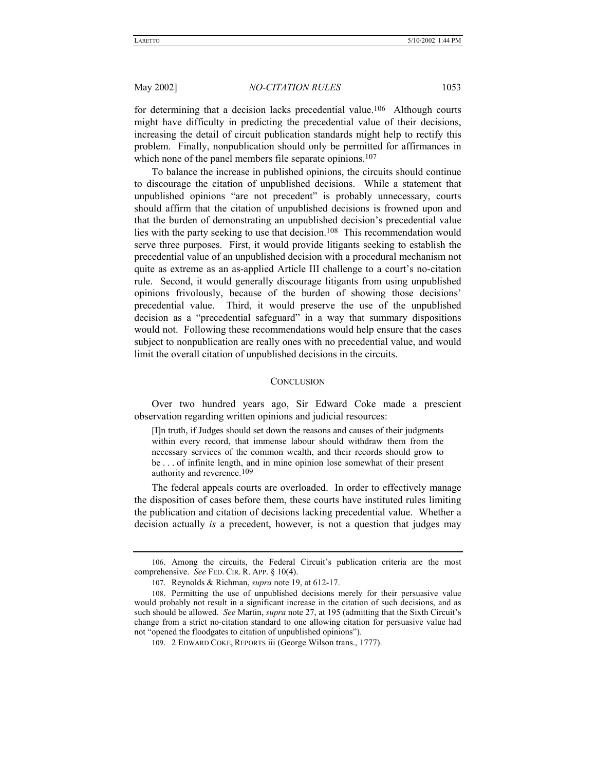for determining that a decision lacks precedential value.[106] Although courts might have difficulty in predicting the precedential value of their decisions, increasing the detail of circuit publication standards might help to rectify this problem. Finally, nonpublication should only be permitted for affirmances in which none of the panel members file separate opinions.[107]

To balance the increase in published opinions, the circuits should continue to discourage the citation of unpublished decisions. While a statement that unpublished opinions "are not precedent" is probably unnecessary, courts should affirm that the citation of unpublished decisions is frowned upon and that the burden of demonstrating an unpublished decision's precedential value lies with the party seeking to use that decision.[108] This recommendation would serve three purposes. First, it would provide litigants seeking to establish the precedential value of an unpublished decision with a procedural mechanism not quite as extreme as an as-applied Article III challenge to a court's no-citation rule. Second, it would generally discourage litigants from using unpublished opinions frivolously, because of the burden of showing those decisions' precedential value. Third, it would preserve the use of the unpublished decision as a "precedential safeguard" in a way that summary dispositions would not. Following these recommendations would help ensure that the cases subject to nonpublication are really ones with no precedential value, and would limit the overall citation of unpublished decisions in the circuits.

## CONCLUSION

Over two hundred years ago, Sir Edward Coke made a prescient observation regarding written opinions and judicial resources:

> [I]n truth, if Judges should set down the reasons and causes of their judgments within every record, that immense labour should withdraw them from the necessary services of the common wealth, and their records should grow to be . . . of infinite length, and in mine opinion lose somewhat of their present authority and reverence.[109]

The federal appeals courts are overloaded. In order to effectively manage the disposition of cases before them, these courts have instituted rules limiting the publication and citation of decisions lacking precedential value. Whether a decision actually *is* a precedent, however, is not a question that judges may

---

106. Among the circuits, the Federal Circuit's publication criteria are the most comprehensive. *See* FED. CIR. R. APP. § 10(4).

107. Reynolds & Richman, *supra* note 19, at 612-17.

108. Permitting the use of unpublished decisions merely for their persuasive value would probably not result in a significant increase in the citation of such decisions, and as such should be allowed. *See* Martin, *supra* note 27, at 195 (admitting that the Sixth Circuit's change from a strict no-citation standard to one allowing citation for persuasive value had not "opened the floodgates to citation of unpublished opinions").

109. 2 EDWARD COKE, REPORTS iii (George Wilson trans., 1777).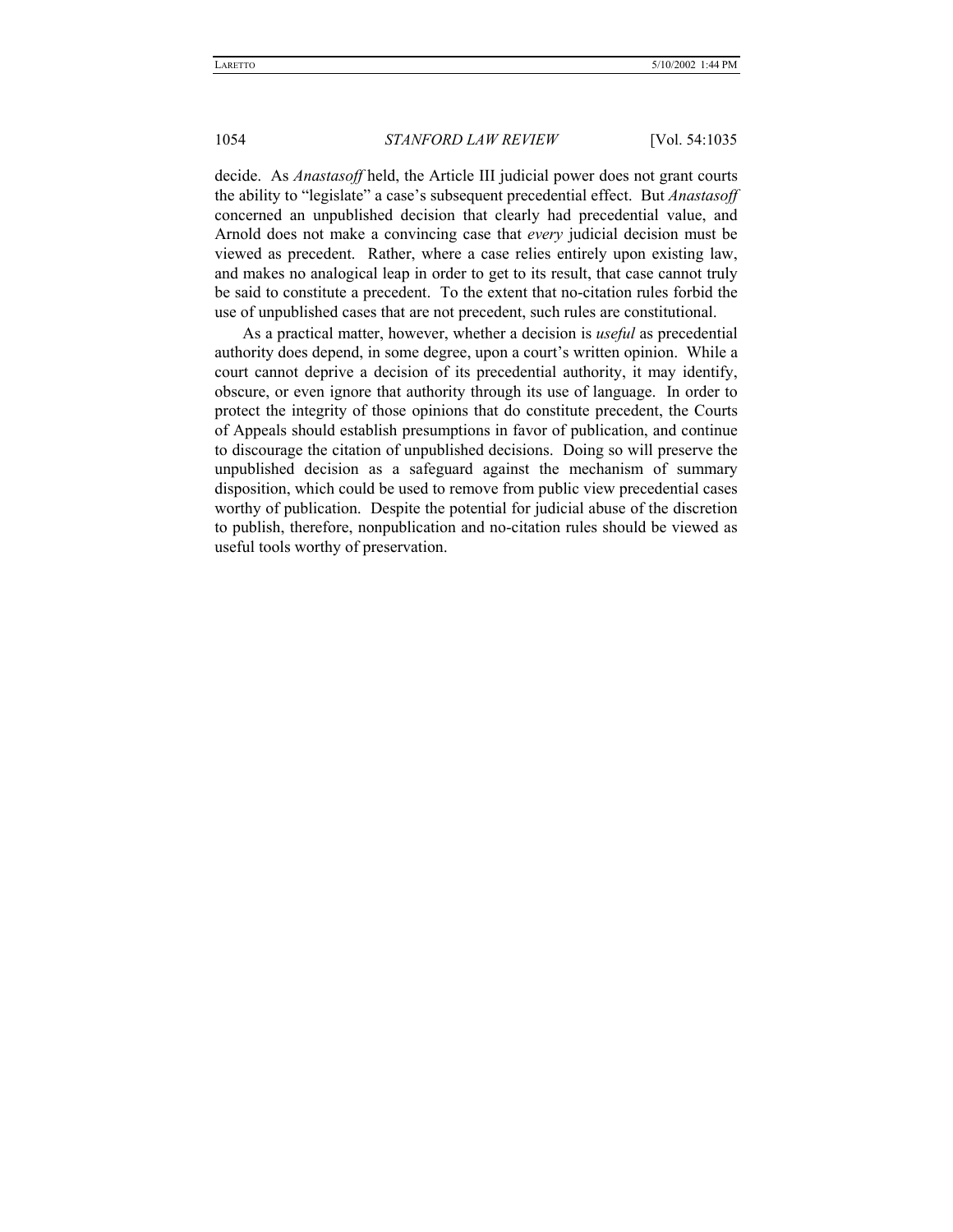decide. As *Anastasoff* held, the Article III judicial power does not grant courts the ability to "legislate" a case's subsequent precedential effect. But *Anastasoff* concerned an unpublished decision that clearly had precedential value, and Arnold does not make a convincing case that *every* judicial decision must be viewed as precedent. Rather, where a case relies entirely upon existing law, and makes no analogical leap in order to get to its result, that case cannot truly be said to constitute a precedent. To the extent that no-citation rules forbid the use of unpublished cases that are not precedent, such rules are constitutional.

As a practical matter, however, whether a decision is *useful* as precedential authority does depend, in some degree, upon a court's written opinion. While a court cannot deprive a decision of its precedential authority, it may identify, obscure, or even ignore that authority through its use of language. In order to protect the integrity of those opinions that do constitute precedent, the Courts of Appeals should establish presumptions in favor of publication, and continue to discourage the citation of unpublished decisions. Doing so will preserve the unpublished decision as a safeguard against the mechanism of summary disposition, which could be used to remove from public view precedential cases worthy of publication. Despite the potential for judicial abuse of the discretion to publish, therefore, nonpublication and no-citation rules should be viewed as useful tools worthy of preservation.